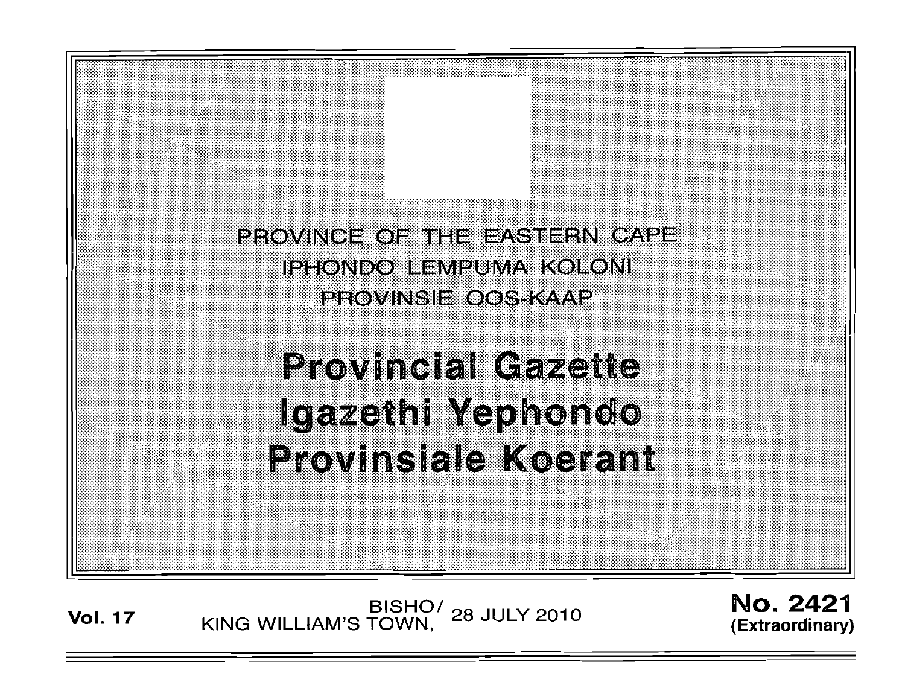PROVINCE OF THE EASTERN CAPE

IPHONDO LEMPUMA KOLONI

PROVINSIE OOS-KAAP

# Provincial Gazette
# Igazethi Yephondo
# Provinsiale Koerant

**Vol. 17** BISHO/ KING WILLIAM'S TOWN, 28 JULY 2010 **No. 2421 (Extraordinary)**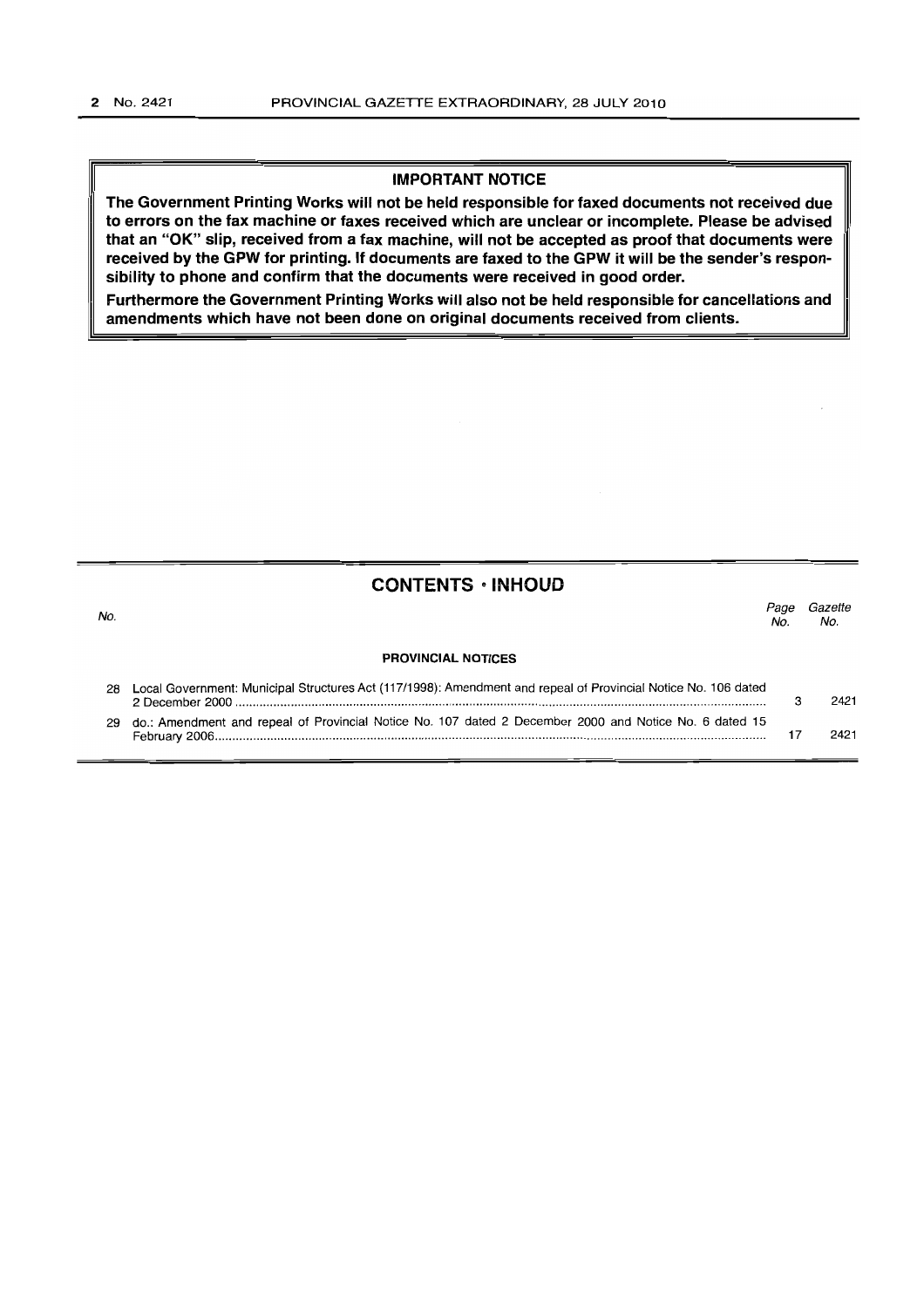**IMPORTANT NOTICE**

**The Government Printing Works will not be held responsible for faxed documents not received due to errors on the fax machine or faxes received which are unclear or incomplete. Please be advised that an "OK" slip, received from a fax machine, will not be accepted as proof that documents were received by the GPW for printing. If documents are faxed to the GPW it will be the sender's responsibility to phone and confirm that the documents were received in good order.**

**Furthermore the Government Printing Works will also not be held responsible for cancellations and amendments which have not been done on original documents received from clients.**

## CONTENTS • INHOUD

| No. | | Page No. | Gazette No. |
|---|---|---|---|
| | **PROVINCIAL NOTICES** | | |
| 28 | Local Government: Municipal Structures Act (117/1998): Amendment and repeal of Provincial Notice No. 106 dated 2 December 2000 | 3 | 2421 |
| 29 | do.: Amendment and repeal of Provincial Notice No. 107 dated 2 December 2000 and Notice No. 6 dated 15 February 2006 | 17 | 2421 |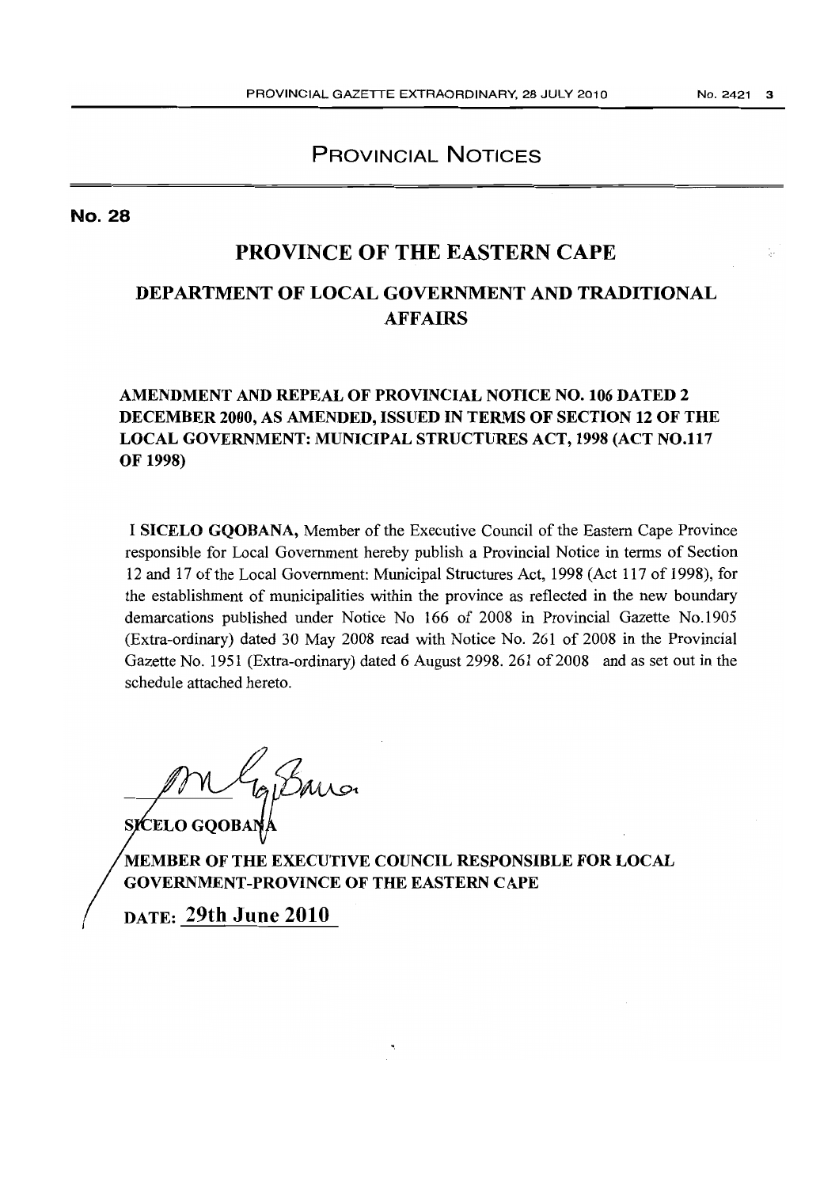# PROVINCIAL NOTICES

**No. 28**

## PROVINCE OF THE EASTERN CAPE

### DEPARTMENT OF LOCAL GOVERNMENT AND TRADITIONAL AFFAIRS

**AMENDMENT AND REPEAL OF PROVINCIAL NOTICE NO. 106 DATED 2 DECEMBER 2000, AS AMENDED, ISSUED IN TERMS OF SECTION 12 OF THE LOCAL GOVERNMENT: MUNICIPAL STRUCTURES ACT, 1998 (ACT NO.117 OF 1998)**

I **SICELO GQOBANA**, Member of the Executive Council of the Eastern Cape Province responsible for Local Government hereby publish a Provincial Notice in terms of Section 12 and 17 of the Local Government: Municipal Structures Act, 1998 (Act 117 of 1998), for the establishment of municipalities within the province as reflected in the new boundary demarcations published under Notice No 166 of 2008 in Provincial Gazette No.1905 (Extra-ordinary) dated 30 May 2008 read with Notice No. 261 of 2008 in the Provincial Gazette No. 1951 (Extra-ordinary) dated 6 August 2998. 261 of 2008 and as set out in the schedule attached hereto.

**SICELO GQOBANA**

**MEMBER OF THE EXECUTIVE COUNCIL RESPONSIBLE FOR LOCAL GOVERNMENT-PROVINCE OF THE EASTERN CAPE**

**DATE: 29th June 2010**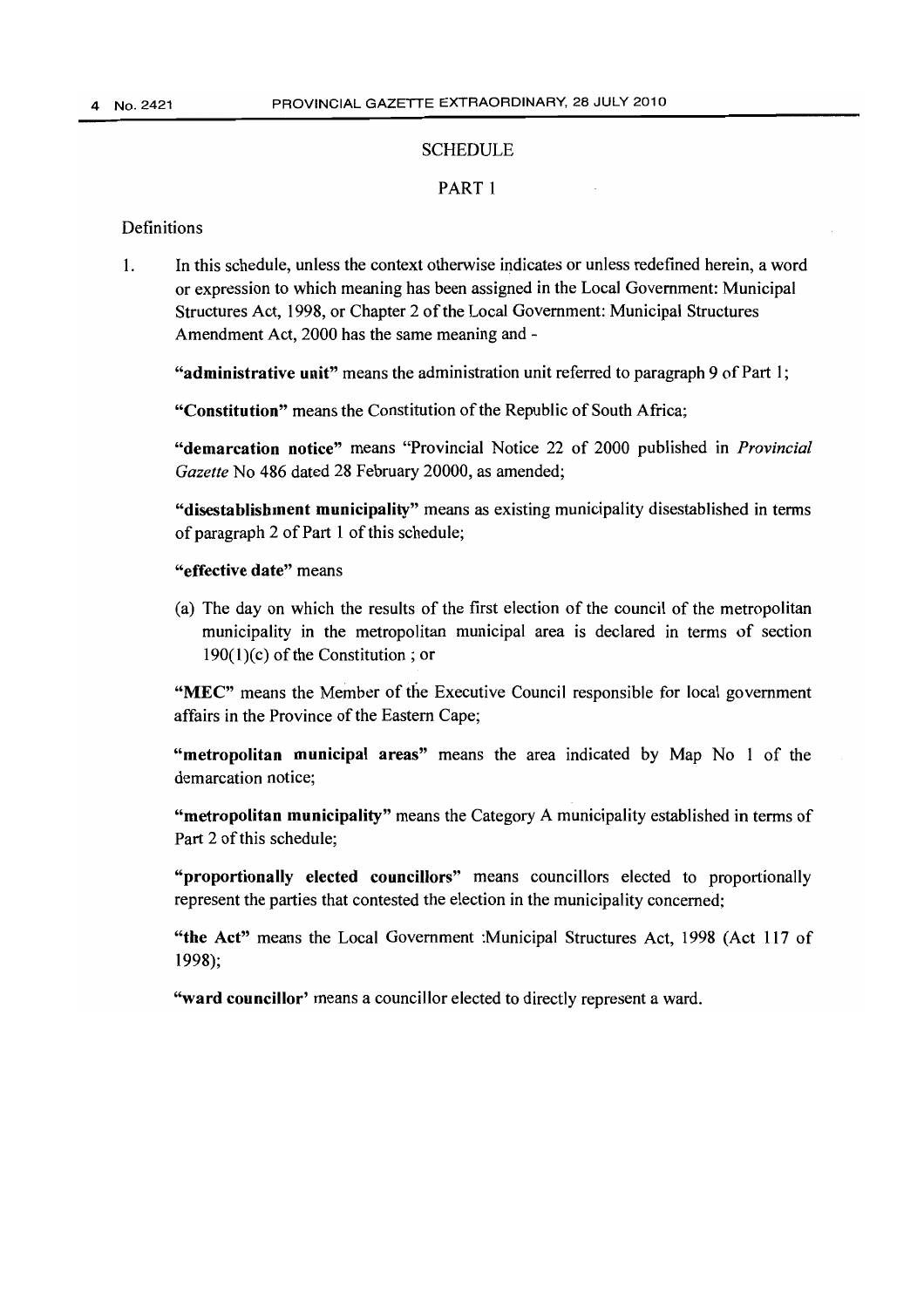## SCHEDULE

### PART 1

Definitions

1. In this schedule, unless the context otherwise indicates or unless redefined herein, a word or expression to which meaning has been assigned in the Local Government: Municipal Structures Act, 1998, or Chapter 2 of the Local Government: Municipal Structures Amendment Act, 2000 has the same meaning and -

   **"administrative unit"** means the administration unit referred to paragraph 9 of Part 1;

   **"Constitution"** means the Constitution of the Republic of South Africa;

   **"demarcation notice"** means "Provincial Notice 22 of 2000 published in *Provincial Gazette* No 486 dated 28 February 20000, as amended;

   **"disestablishment municipality"** means as existing municipality disestablished in terms of paragraph 2 of Part 1 of this schedule;

   **"effective date"** means

   (a) The day on which the results of the first election of the council of the metropolitan municipality in the metropolitan municipal area is declared in terms of section 190(1)(c) of the Constitution ; or

   **"MEC"** means the Member of the Executive Council responsible for local government affairs in the Province of the Eastern Cape;

   **"metropolitan municipal areas"** means the area indicated by Map No 1 of the demarcation notice;

   **"metropolitan municipality"** means the Category A municipality established in terms of Part 2 of this schedule;

   **"proportionally elected councillors"** means councillors elected to proportionally represent the parties that contested the election in the municipality concerned;

   **"the Act"** means the Local Government :Municipal Structures Act, 1998 (Act 117 of 1998);

   **"ward councillor'** means a councillor elected to directly represent a ward.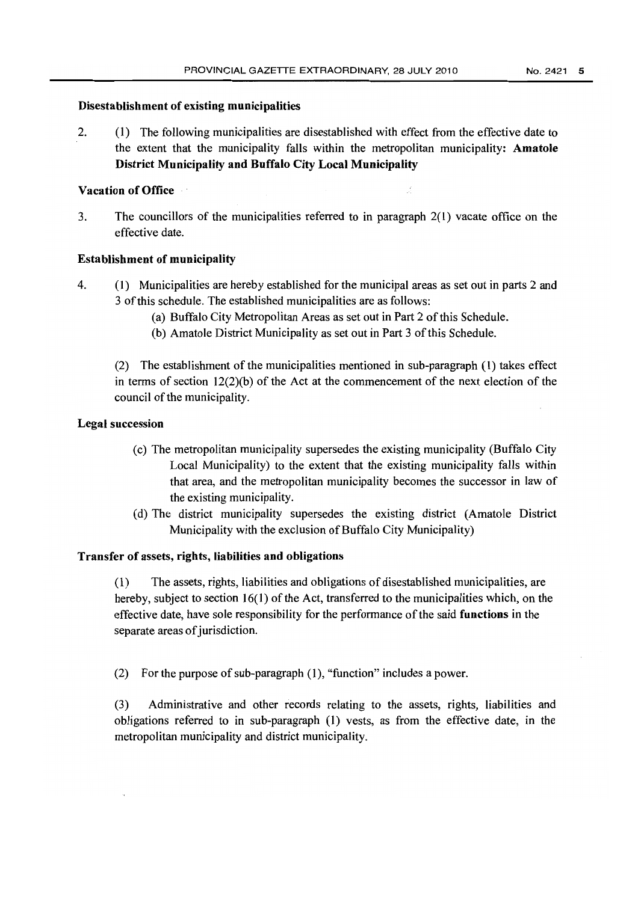**Disestablishment of existing municipalities**

2. (1) The following municipalities are disestablished with effect from the effective date to the extent that the municipality falls within the metropolitan municipality: **Amatole District Municipality and Buffalo City Local Municipality**

**Vacation of Office**

3. The councillors of the municipalities referred to in paragraph 2(1) vacate office on the effective date.

**Establishment of municipality**

4. (1) Municipalities are hereby established for the municipal areas as set out in parts 2 and 3 of this schedule. The established municipalities are as follows:

   (a) Buffalo City Metropolitan Areas as set out in Part 2 of this Schedule.

   (b) Amatole District Municipality as set out in Part 3 of this Schedule.

   (2) The establishment of the municipalities mentioned in sub-paragraph (1) takes effect in terms of section 12(2)(b) of the Act at the commencement of the next election of the council of the municipality.

**Legal succession**

(c) The metropolitan municipality supersedes the existing municipality (Buffalo City Local Municipality) to the extent that the existing municipality falls within that area, and the metropolitan municipality becomes the successor in law of the existing municipality.

(d) The district municipality supersedes the existing district (Amatole District Municipality with the exclusion of Buffalo City Municipality)

**Transfer of assets, rights, liabilities and obligations**

(1) The assets, rights, liabilities and obligations of disestablished municipalities, are hereby, subject to section 16(1) of the Act, transferred to the municipalities which, on the effective date, have sole responsibility for the performance of the said **functions** in the separate areas of jurisdiction.

(2) For the purpose of sub-paragraph (1), "function" includes a power.

(3) Administrative and other records relating to the assets, rights, liabilities and obligations referred to in sub-paragraph (1) vests, as from the effective date, in the metropolitan municipality and district municipality.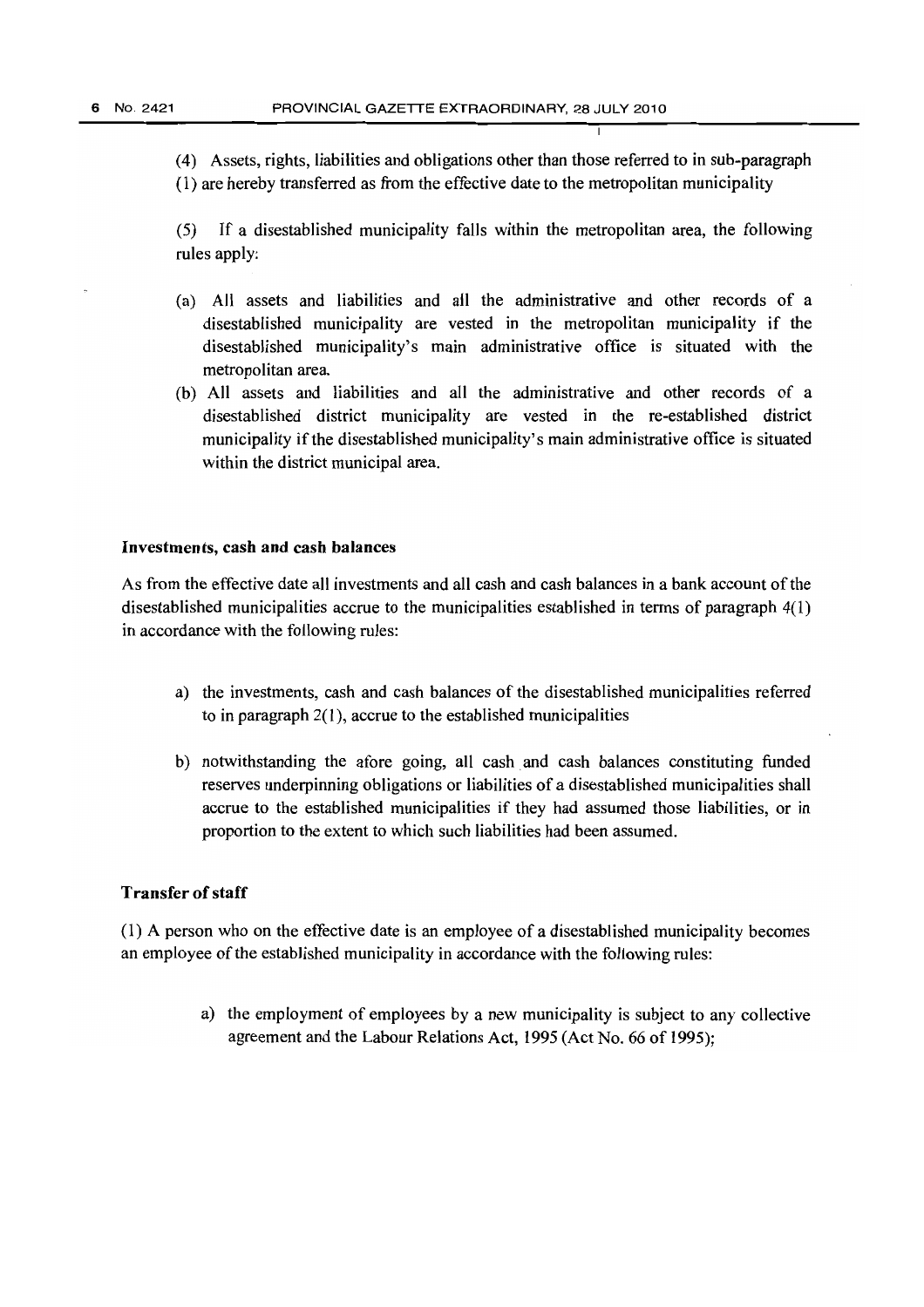(4) Assets, rights, liabilities and obligations other than those referred to in sub-paragraph (1) are hereby transferred as from the effective date to the metropolitan municipality

(5) If a disestablished municipality falls within the metropolitan area, the following rules apply:

(a) All assets and liabilities and all the administrative and other records of a disestablished municipality are vested in the metropolitan municipality if the disestablished municipality's main administrative office is situated with the metropolitan area.

(b) All assets and liabilities and all the administrative and other records of a disestablished district municipality are vested in the re-established district municipality if the disestablished municipality's main administrative office is situated within the district municipal area.

**Investments, cash and cash balances**

As from the effective date all investments and all cash and cash balances in a bank account of the disestablished municipalities accrue to the municipalities established in terms of paragraph 4(1) in accordance with the following rules:

a) the investments, cash and cash balances of the disestablished municipalities referred to in paragraph 2(1), accrue to the established municipalities

b) notwithstanding the afore going, all cash and cash balances constituting funded reserves underpinning obligations or liabilities of a disestablished municipalities shall accrue to the established municipalities if they had assumed those liabilities, or in proportion to the extent to which such liabilities had been assumed.

**Transfer of staff**

(1) A person who on the effective date is an employee of a disestablished municipality becomes an employee of the established municipality in accordance with the following rules:

a) the employment of employees by a new municipality is subject to any collective agreement and the Labour Relations Act, 1995 (Act No. 66 of 1995);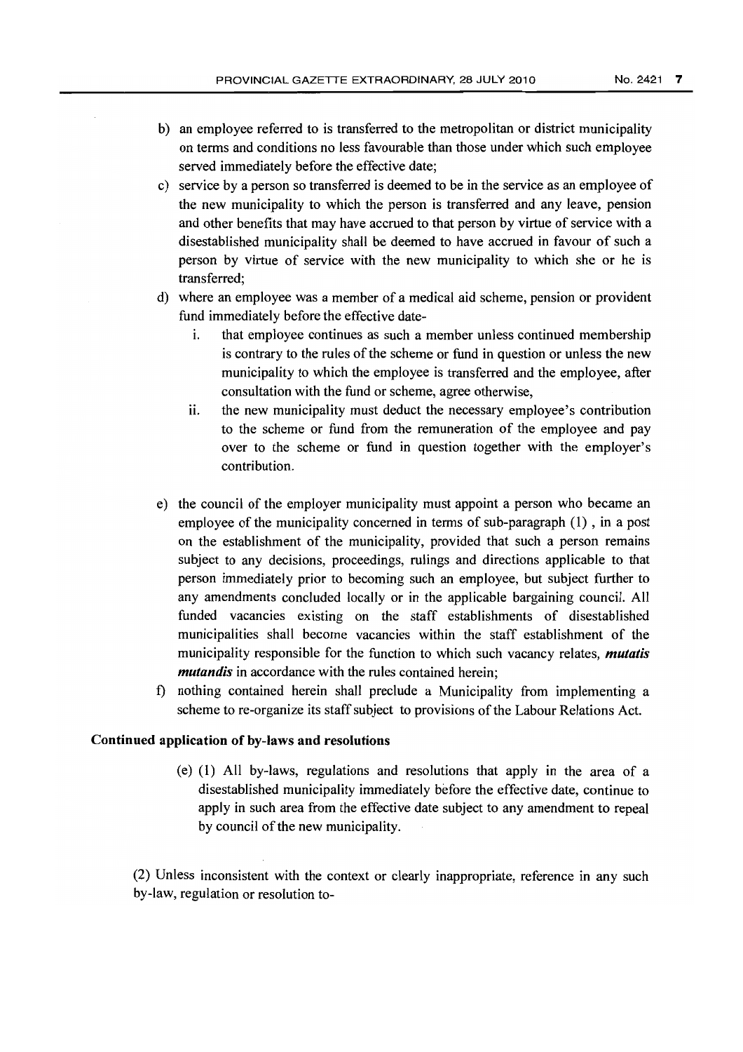b) an employee referred to is transferred to the metropolitan or district municipality on terms and conditions no less favourable than those under which such employee served immediately before the effective date;

c) service by a person so transferred is deemed to be in the service as an employee of the new municipality to which the person is transferred and any leave, pension and other benefits that may have accrued to that person by virtue of service with a disestablished municipality shall be deemed to have accrued in favour of such a person by virtue of service with the new municipality to which she or he is transferred;

d) where an employee was a member of a medical aid scheme, pension or provident fund immediately before the effective date-

   i. that employee continues as such a member unless continued membership is contrary to the rules of the scheme or fund in question or unless the new municipality to which the employee is transferred and the employee, after consultation with the fund or scheme, agree otherwise,

   ii. the new municipality must deduct the necessary employee's contribution to the scheme or fund from the remuneration of the employee and pay over to the scheme or fund in question together with the employer's contribution.

e) the council of the employer municipality must appoint a person who became an employee of the municipality concerned in terms of sub-paragraph (1) , in a post on the establishment of the municipality, provided that such a person remains subject to any decisions, proceedings, rulings and directions applicable to that person immediately prior to becoming such an employee, but subject further to any amendments concluded locally or in the applicable bargaining council. All funded vacancies existing on the staff establishments of disestablished municipalities shall become vacancies within the staff establishment of the municipality responsible for the function to which such vacancy relates, ***mutatis mutandis*** in accordance with the rules contained herein;

f) nothing contained herein shall preclude a Municipality from implementing a scheme to re-organize its staff subject to provisions of the Labour Relations Act.

**Continued application of by-laws and resolutions**

(e) (1) All by-laws, regulations and resolutions that apply in the area of a disestablished municipality immediately before the effective date, continue to apply in such area from the effective date subject to any amendment to repeal by council of the new municipality.

(2) Unless inconsistent with the context or clearly inappropriate, reference in any such by-law, regulation or resolution to-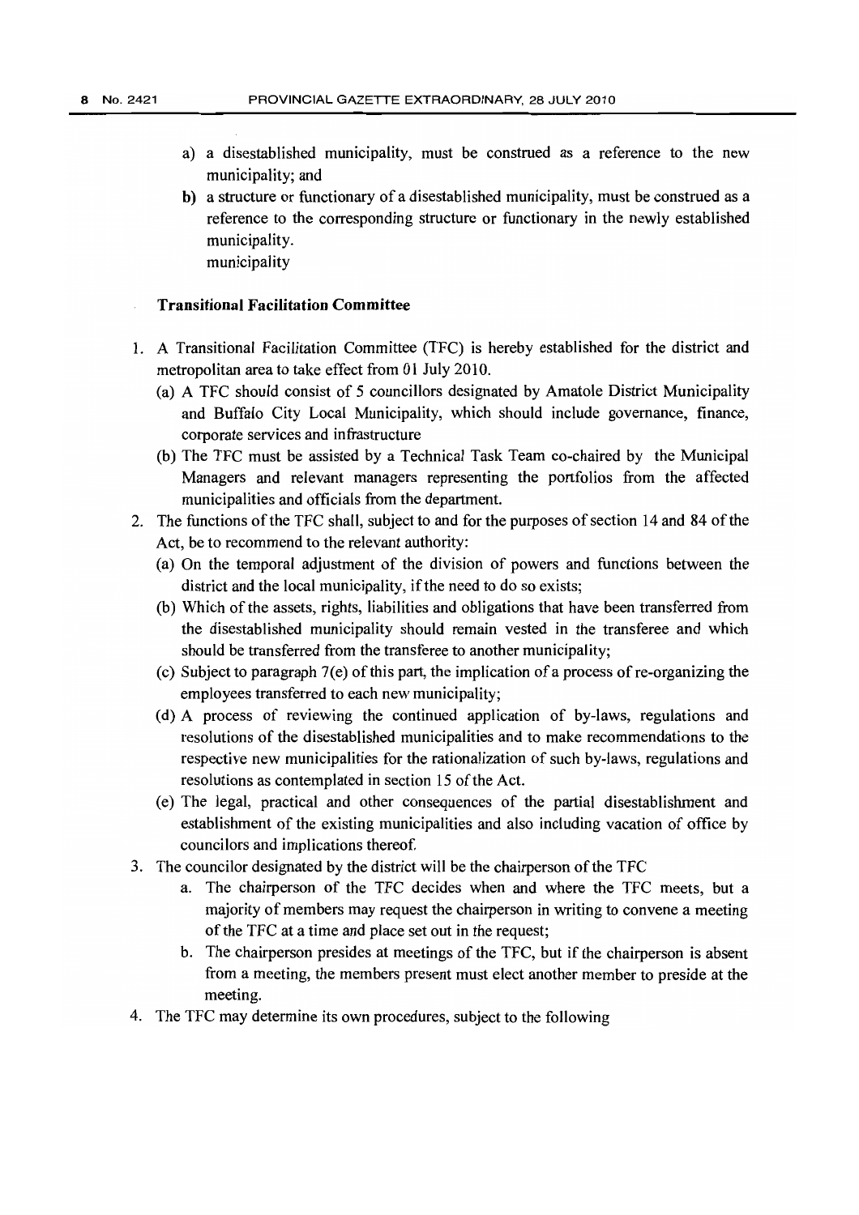a) a disestablished municipality, must be construed as a reference to the new municipality; and

b) a structure or functionary of a disestablished municipality, must be construed as a reference to the corresponding structure or functionary in the newly established municipality.
municipality

### Transitional Facilitation Committee

1. A Transitional Facilitation Committee (TFC) is hereby established for the district and metropolitan area to take effect from 01 July 2010.
   (a) A TFC should consist of 5 councillors designated by Amatole District Municipality and Buffalo City Local Municipality, which should include governance, finance, corporate services and infrastructure
   (b) The TFC must be assisted by a Technical Task Team co-chaired by the Municipal Managers and relevant managers representing the portfolios from the affected municipalities and officials from the department.
2. The functions of the TFC shall, subject to and for the purposes of section 14 and 84 of the Act, be to recommend to the relevant authority:
   (a) On the temporal adjustment of the division of powers and functions between the district and the local municipality, if the need to do so exists;
   (b) Which of the assets, rights, liabilities and obligations that have been transferred from the disestablished municipality should remain vested in the transferee and which should be transferred from the transferee to another municipality;
   (c) Subject to paragraph 7(e) of this part, the implication of a process of re-organizing the employees transferred to each new municipality;
   (d) A process of reviewing the continued application of by-laws, regulations and resolutions of the disestablished municipalities and to make recommendations to the respective new municipalities for the rationalization of such by-laws, regulations and resolutions as contemplated in section 15 of the Act.
   (e) The legal, practical and other consequences of the partial disestablishment and establishment of the existing municipalities and also including vacation of office by councilors and implications thereof.
3. The councilor designated by the district will be the chairperson of the TFC
   a. The chairperson of the TFC decides when and where the TFC meets, but a majority of members may request the chairperson in writing to convene a meeting of the TFC at a time and place set out in the request;
   b. The chairperson presides at meetings of the TFC, but if the chairperson is absent from a meeting, the members present must elect another member to preside at the meeting.
4. The TFC may determine its own procedures, subject to the following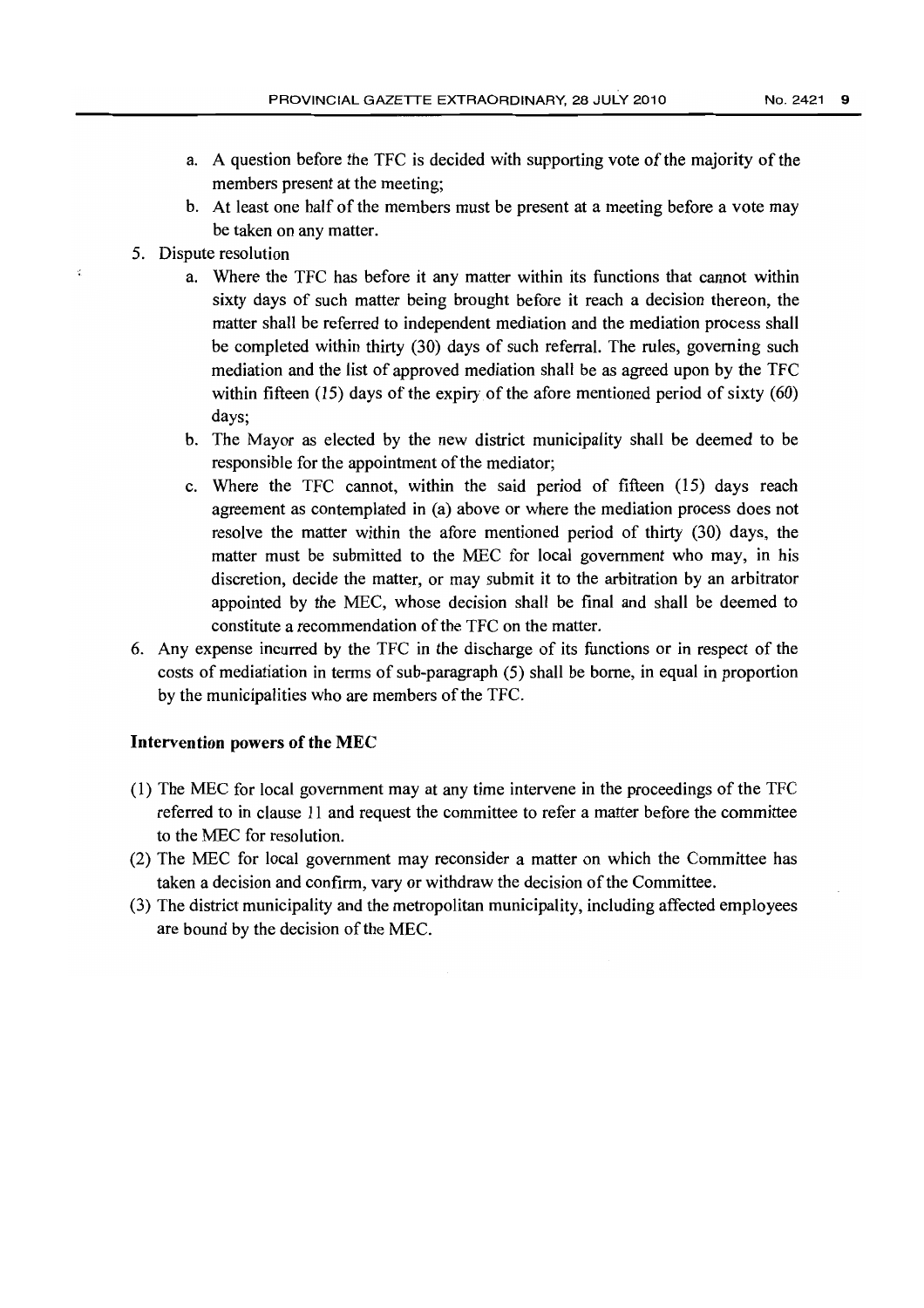a. A question before the TFC is decided with supporting vote of the majority of the members present at the meeting;
b. At least one half of the members must be present at a meeting before a vote may be taken on any matter.

5. Dispute resolution
   a. Where the TFC has before it any matter within its functions that cannot within sixty days of such matter being brought before it reach a decision thereon, the matter shall be referred to independent mediation and the mediation process shall be completed within thirty (30) days of such referral. The rules, governing such mediation and the list of approved mediation shall be as agreed upon by the TFC within fifteen (15) days of the expiry of the afore mentioned period of sixty (60) days;
   b. The Mayor as elected by the new district municipality shall be deemed to be responsible for the appointment of the mediator;
   c. Where the TFC cannot, within the said period of fifteen (15) days reach agreement as contemplated in (a) above or where the mediation process does not resolve the matter within the afore mentioned period of thirty (30) days, the matter must be submitted to the MEC for local government who may, in his discretion, decide the matter, or may submit it to the arbitration by an arbitrator appointed by the MEC, whose decision shall be final and shall be deemed to constitute a recommendation of the TFC on the matter.
6. Any expense incurred by the TFC in the discharge of its functions or in respect of the costs of mediatiation in terms of sub-paragraph (5) shall be borne, in equal in proportion by the municipalities who are members of the TFC.

**Intervention powers of the MEC**

(1) The MEC for local government may at any time intervene in the proceedings of the TFC referred to in clause 11 and request the committee to refer a matter before the committee to the MEC for resolution.

(2) The MEC for local government may reconsider a matter on which the Committee has taken a decision and confirm, vary or withdraw the decision of the Committee.

(3) The district municipality and the metropolitan municipality, including affected employees are bound by the decision of the MEC.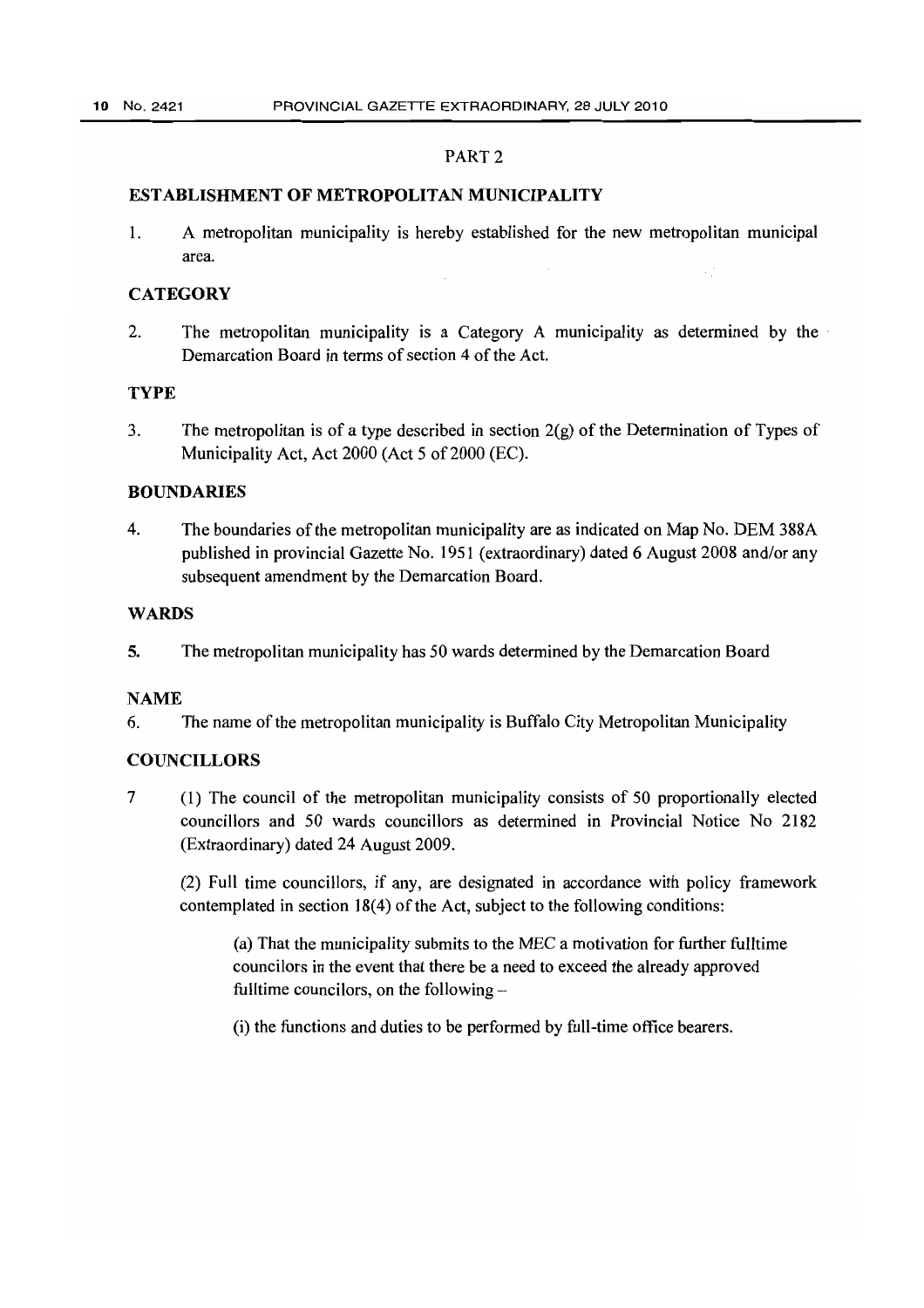## PART 2

### ESTABLISHMENT OF METROPOLITAN MUNICIPALITY

1. A metropolitan municipality is hereby established for the new metropolitan municipal area.

### CATEGORY

2. The metropolitan municipality is a Category A municipality as determined by the Demarcation Board in terms of section 4 of the Act.

### TYPE

3. The metropolitan is of a type described in section 2(g) of the Determination of Types of Municipality Act, Act 2000 (Act 5 of 2000 (EC).

### BOUNDARIES

4. The boundaries of the metropolitan municipality are as indicated on Map No. DEM 388A published in provincial Gazette No. 1951 (extraordinary) dated 6 August 2008 and/or any subsequent amendment by the Demarcation Board.

### WARDS

5. The metropolitan municipality has 50 wards determined by the Demarcation Board

### NAME

6. The name of the metropolitan municipality is Buffalo City Metropolitan Municipality

### COUNCILLORS

7 (1) The council of the metropolitan municipality consists of 50 proportionally elected councillors and 50 wards councillors as determined in Provincial Notice No 2182 (Extraordinary) dated 24 August 2009.

(2) Full time councillors, if any, are designated in accordance with policy framework contemplated in section 18(4) of the Act, subject to the following conditions:

(a) That the municipality submits to the MEC a motivation for further fulltime councilors in the event that there be a need to exceed the already approved fulltime councilors, on the following –

(i) the functions and duties to be performed by full-time office bearers.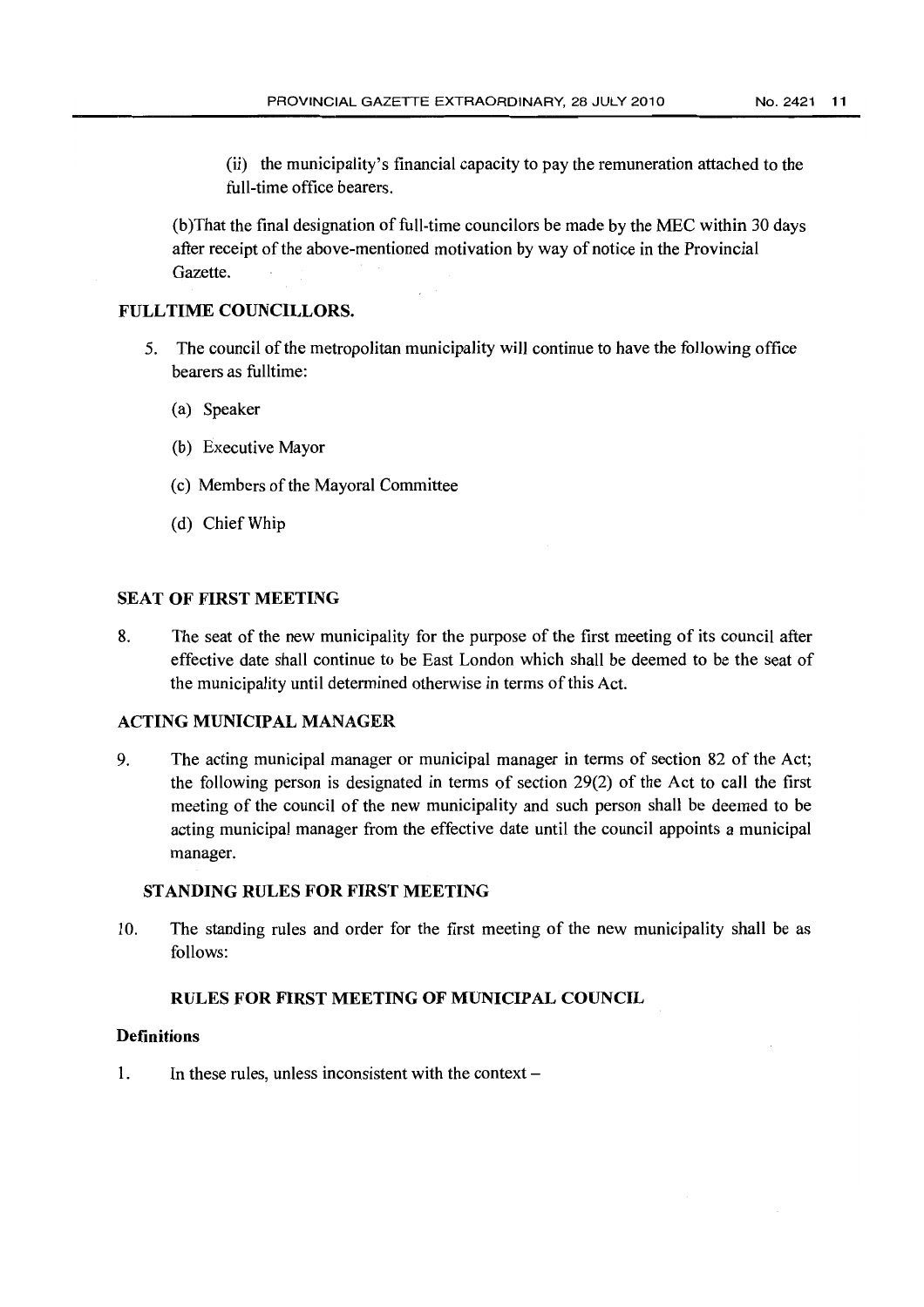(ii) the municipality's financial capacity to pay the remuneration attached to the full-time office bearers.

(b)That the final designation of full-time councilors be made by the MEC within 30 days after receipt of the above-mentioned motivation by way of notice in the Provincial Gazette.

## FULLTIME COUNCILLORS.

5. The council of the metropolitan municipality will continue to have the following office bearers as fulltime:

   (a) Speaker

   (b) Executive Mayor

   (c) Members of the Mayoral Committee

   (d) Chief Whip

## SEAT OF FIRST MEETING

8. The seat of the new municipality for the purpose of the first meeting of its council after effective date shall continue to be East London which shall be deemed to be the seat of the municipality until determined otherwise in terms of this Act.

## ACTING MUNICIPAL MANAGER

9. The acting municipal manager or municipal manager in terms of section 82 of the Act; the following person is designated in terms of section 29(2) of the Act to call the first meeting of the council of the new municipality and such person shall be deemed to be acting municipal manager from the effective date until the council appoints a municipal manager.

## STANDING RULES FOR FIRST MEETING

10. The standing rules and order for the first meeting of the new municipality shall be as follows:

### RULES FOR FIRST MEETING OF MUNICIPAL COUNCIL

**Definitions**

1. In these rules, unless inconsistent with the context –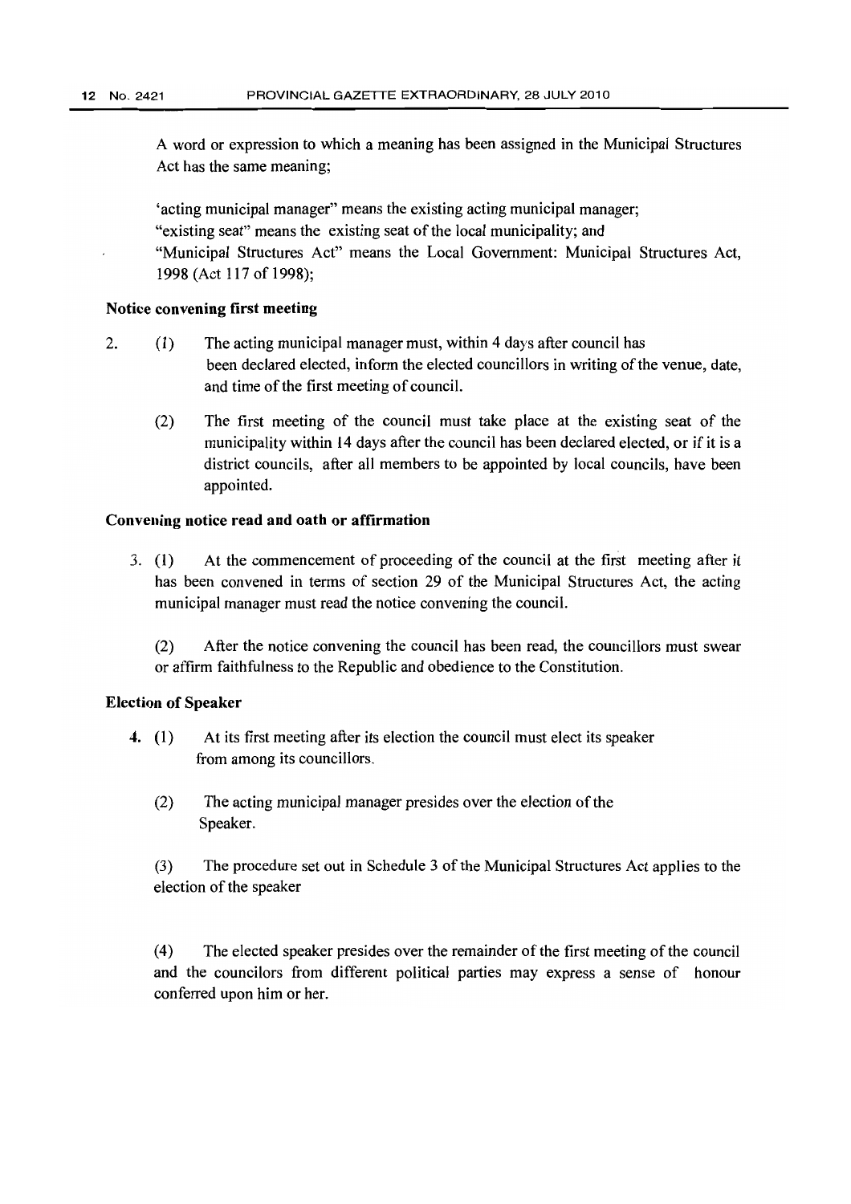A word or expression to which a meaning has been assigned in the Municipal Structures Act has the same meaning;

'acting municipal manager" means the existing acting municipal manager;
"existing seat" means the existing seat of the local municipality; and
"Municipal Structures Act" means the Local Government: Municipal Structures Act, 1998 (Act 117 of 1998);

**Notice convening first meeting**

2. (1) The acting municipal manager must, within 4 days after council has been declared elected, inform the elected councillors in writing of the venue, date, and time of the first meeting of council.

(2) The first meeting of the council must take place at the existing seat of the municipality within 14 days after the council has been declared elected, or if it is a district councils, after all members to be appointed by local councils, have been appointed.

**Convening notice read and oath or affirmation**

3. (1) At the commencement of proceeding of the council at the first meeting after it has been convened in terms of section 29 of the Municipal Structures Act, the acting municipal manager must read the notice convening the council.

(2) After the notice convening the council has been read, the councillors must swear or affirm faithfulness to the Republic and obedience to the Constitution.

**Election of Speaker**

4. (1) At its first meeting after its election the council must elect its speaker from among its councillors.

(2) The acting municipal manager presides over the election of the Speaker.

(3) The procedure set out in Schedule 3 of the Municipal Structures Act applies to the election of the speaker

(4) The elected speaker presides over the remainder of the first meeting of the council and the councilors from different political parties may express a sense of honour conferred upon him or her.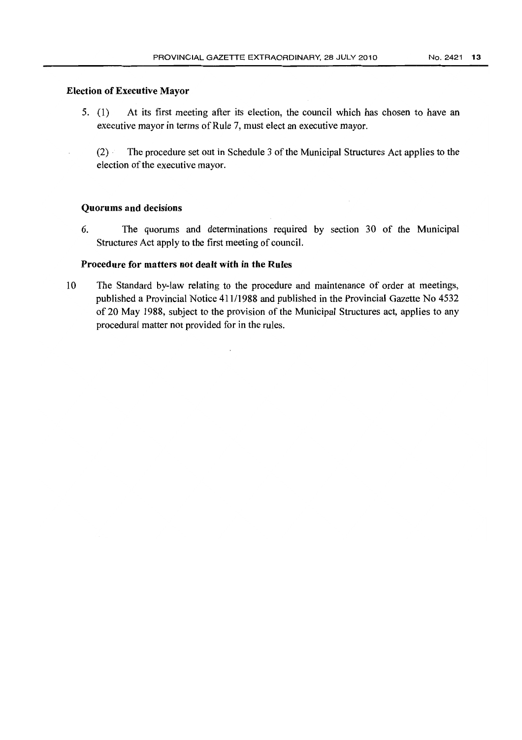**Election of Executive Mayor**

5. (1) At its first meeting after its election, the council which has chosen to have an executive mayor in terms of Rule 7, must elect an executive mayor.

   (2) The procedure set out in Schedule 3 of the Municipal Structures Act applies to the election of the executive mayor.

**Quorums and decisions**

6. The quorums and determinations required by section 30 of the Municipal Structures Act apply to the first meeting of council.

**Procedure for matters not dealt with in the Rules**

10 The Standard by-law relating to the procedure and maintenance of order at meetings, published a Provincial Notice 411/1988 and published in the Provincial Gazette No 4532 of 20 May 1988, subject to the provision of the Municipal Structures act, applies to any procedural matter not provided for in the rules.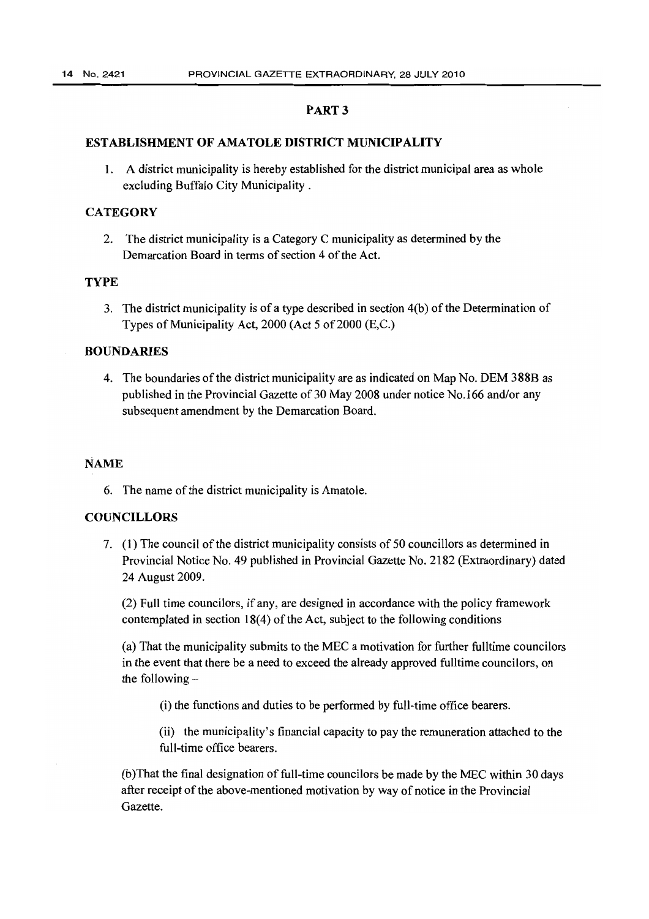## PART 3

### ESTABLISHMENT OF AMATOLE DISTRICT MUNICIPALITY

1. A district municipality is hereby established for the district municipal area as whole excluding Buffalo City Municipality .

### CATEGORY

2. The district municipality is a Category C municipality as determined by the Demarcation Board in terms of section 4 of the Act.

### TYPE

3. The district municipality is of a type described in section 4(b) of the Determination of Types of Municipality Act, 2000 (Act 5 of 2000 (E,C.)

### BOUNDARIES

4. The boundaries of the district municipality are as indicated on Map No. DEM 388B as published in the Provincial Gazette of 30 May 2008 under notice No.166 and/or any subsequent amendment by the Demarcation Board.

### NAME

6. The name of the district municipality is Amatole.

### COUNCILLORS

7. (1) The council of the district municipality consists of 50 councillors as determined in Provincial Notice No. 49 published in Provincial Gazette No. 2182 (Extraordinary) dated 24 August 2009.

   (2) Full time councilors, if any, are designed in accordance with the policy framework contemplated in section 18(4) of the Act, subject to the following conditions

   (a) That the municipality submits to the MEC a motivation for further fulltime councilors in the event that there be a need to exceed the already approved fulltime councilors, on the following –

   (i) the functions and duties to be performed by full-time office bearers.

   (ii) the municipality's financial capacity to pay the remuneration attached to the full-time office bearers.

   (b)That the final designation of full-time councilors be made by the MEC within 30 days after receipt of the above-mentioned motivation by way of notice in the Provincial Gazette.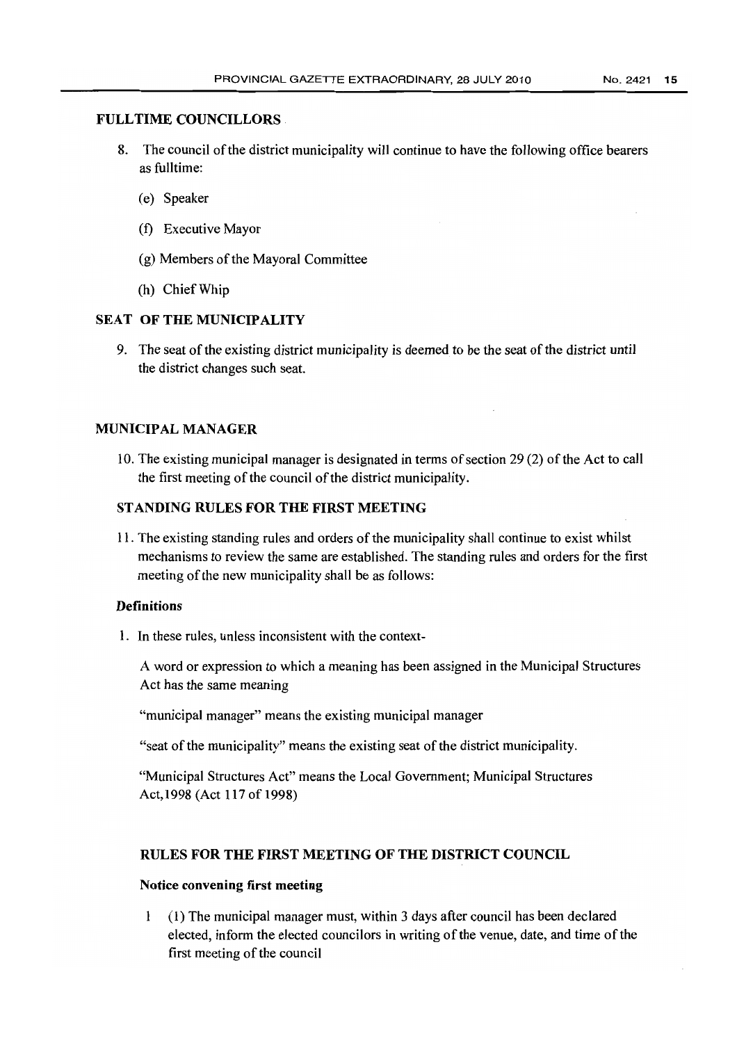## FULLTIME COUNCILLORS

8. The council of the district municipality will continue to have the following office bearers as fulltime:

   (e) Speaker

   (f) Executive Mayor

   (g) Members of the Mayoral Committee

   (h) Chief Whip

## SEAT OF THE MUNICIPALITY

9. The seat of the existing district municipality is deemed to be the seat of the district until the district changes such seat.

## MUNICIPAL MANAGER

10. The existing municipal manager is designated in terms of section 29 (2) of the Act to call the first meeting of the council of the district municipality.

## STANDING RULES FOR THE FIRST MEETING

11. The existing standing rules and orders of the municipality shall continue to exist whilst mechanisms to review the same are established. The standing rules and orders for the first meeting of the new municipality shall be as follows:

### Definitions

1. In these rules, unless inconsistent with the context-

   A word or expression to which a meaning has been assigned in the Municipal Structures Act has the same meaning

   "municipal manager" means the existing municipal manager

   "seat of the municipality" means the existing seat of the district municipality.

   "Municipal Structures Act" means the Local Government; Municipal Structures Act,1998 (Act 117 of 1998)

## RULES FOR THE FIRST MEETING OF THE DISTRICT COUNCIL

### Notice convening first meeting

1 (1) The municipal manager must, within 3 days after council has been declared elected, inform the elected councilors in writing of the venue, date, and time of the first meeting of the council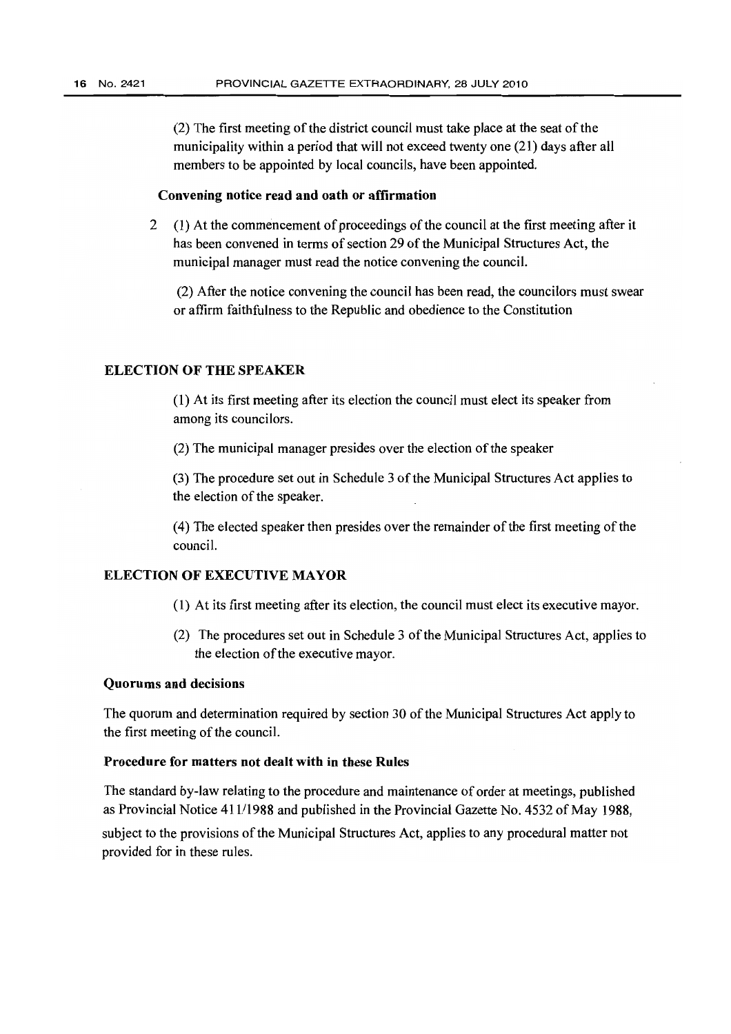(2) The first meeting of the district council must take place at the seat of the municipality within a period that will not exceed twenty one (21) days after all members to be appointed by local councils, have been appointed.

**Convening notice read and oath or affirmation**

2 (1) At the commencement of proceedings of the council at the first meeting after it has been convened in terms of section 29 of the Municipal Structures Act, the municipal manager must read the notice convening the council.

(2) After the notice convening the council has been read, the councilors must swear or affirm faithfulness to the Republic and obedience to the Constitution

## ELECTION OF THE SPEAKER

(1) At its first meeting after its election the council must elect its speaker from among its councilors.

(2) The municipal manager presides over the election of the speaker

(3) The procedure set out in Schedule 3 of the Municipal Structures Act applies to the election of the speaker.

(4) The elected speaker then presides over the remainder of the first meeting of the council.

## ELECTION OF EXECUTIVE MAYOR

(1) At its first meeting after its election, the council must elect its executive mayor.

(2) The procedures set out in Schedule 3 of the Municipal Structures Act, applies to the election of the executive mayor.

**Quorums and decisions**

The quorum and determination required by section 30 of the Municipal Structures Act apply to the first meeting of the council.

**Procedure for matters not dealt with in these Rules**

The standard by-law relating to the procedure and maintenance of order at meetings, published as Provincial Notice 411/1988 and published in the Provincial Gazette No. 4532 of May 1988, subject to the provisions of the Municipal Structures Act, applies to any procedural matter not provided for in these rules.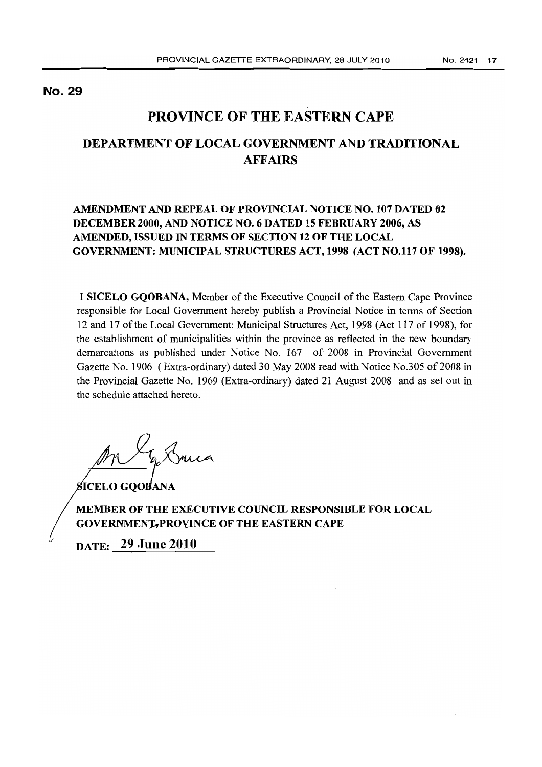**No. 29**

# PROVINCE OF THE EASTERN CAPE

## DEPARTMENT OF LOCAL GOVERNMENT AND TRADITIONAL AFFAIRS

### AMENDMENT AND REPEAL OF PROVINCIAL NOTICE NO. 107 DATED 02 DECEMBER 2000, AND NOTICE NO. 6 DATED 15 FEBRUARY 2006, AS AMENDED, ISSUED IN TERMS OF SECTION 12 OF THE LOCAL GOVERNMENT: MUNICIPAL STRUCTURES ACT, 1998 (ACT NO.117 OF 1998).

I **SICELO GQOBANA,** Member of the Executive Council of the Eastern Cape Province responsible for Local Government hereby publish a Provincial Notice in terms of Section 12 and 17 of the Local Government: Municipal Structures Act, 1998 (Act 117 of 1998), for the establishment of municipalities within the province as reflected in the new boundary demarcations as published under Notice No. 167 of 2008 in Provincial Government Gazette No. 1906 ( Extra-ordinary) dated 30 May 2008 read with Notice No.305 of 2008 in the Provincial Gazette No. 1969 (Extra-ordinary) dated 21 August 2008 and as set out in the schedule attached hereto.

**SICELO GQOBANA**

**MEMBER OF THE EXECUTIVE COUNCIL RESPONSIBLE FOR LOCAL GOVERNMENT, PROVINCE OF THE EASTERN CAPE**

**DATE: 29 June 2010**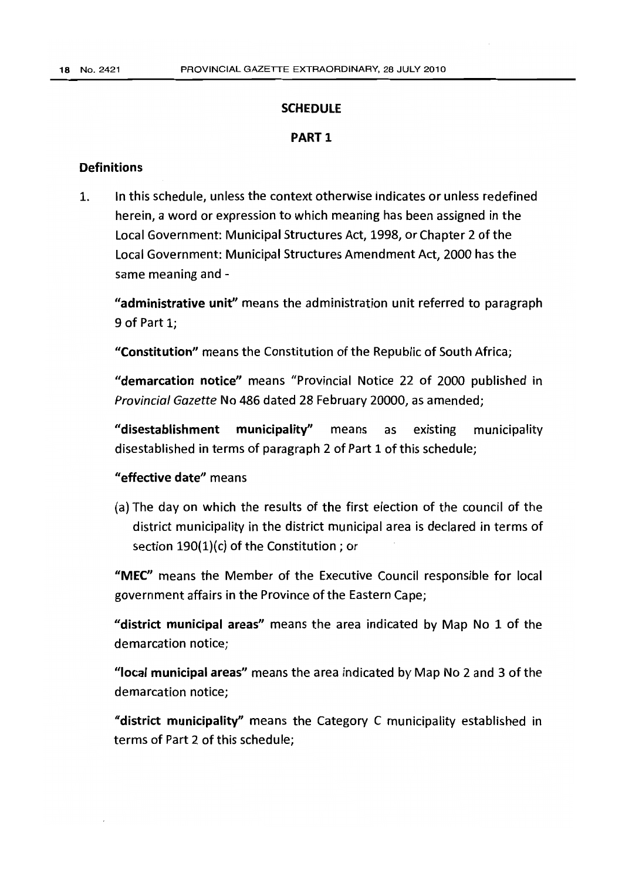## SCHEDULE

## PART 1

### Definitions

1. In this schedule, unless the context otherwise indicates or unless redefined herein, a word or expression to which meaning has been assigned in the Local Government: Municipal Structures Act, 1998, or Chapter 2 of the Local Government: Municipal Structures Amendment Act, 2000 has the same meaning and -

   **"administrative unit"** means the administration unit referred to paragraph 9 of Part 1;

   **"Constitution"** means the Constitution of the Republic of South Africa;

   **"demarcation notice"** means "Provincial Notice 22 of 2000 published in *Provincial Gazette* No 486 dated 28 February 20000, as amended;

   **"disestablishment municipality"** means as existing municipality disestablished in terms of paragraph 2 of Part 1 of this schedule;

   **"effective date"** means

   (a) The day on which the results of the first election of the council of the district municipality in the district municipal area is declared in terms of section 190(1)(c) of the Constitution ; or

   **"MEC"** means the Member of the Executive Council responsible for local government affairs in the Province of the Eastern Cape;

   **"district municipal areas"** means the area indicated by Map No 1 of the demarcation notice;

   **"local municipal areas"** means the area indicated by Map No 2 and 3 of the demarcation notice;

   **"district municipality"** means the Category C municipality established in terms of Part 2 of this schedule;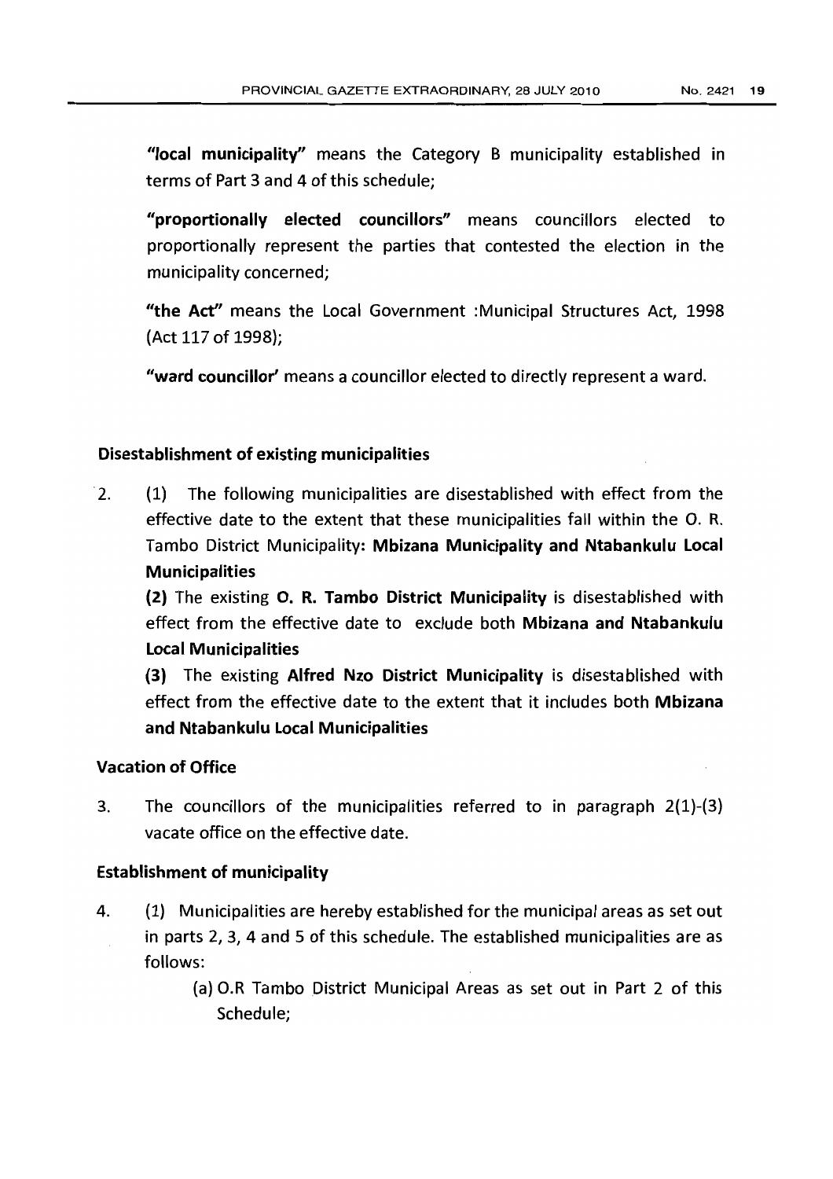**"local municipality"** means the Category B municipality established in terms of Part 3 and 4 of this schedule;

**"proportionally elected councillors"** means councillors elected to proportionally represent the parties that contested the election in the municipality concerned;

**"the Act"** means the Local Government :Municipal Structures Act, 1998 (Act 117 of 1998);

**"ward councillor'** means a councillor elected to directly represent a ward.

**Disestablishment of existing municipalities**

2. (1) The following municipalities are disestablished with effect from the effective date to the extent that these municipalities fall within the O. R. Tambo District Municipality: **Mbizana Municipality and Ntabankulu Local Municipalities**

**(2)** The existing **O. R. Tambo District Municipality** is disestablished with effect from the effective date to exclude both **Mbizana and Ntabankulu Local Municipalities**

**(3)** The existing **Alfred Nzo District Municipality** is disestablished with effect from the effective date to the extent that it includes both **Mbizana and Ntabankulu Local Municipalities**

**Vacation of Office**

3. The councillors of the municipalities referred to in paragraph 2(1)-(3) vacate office on the effective date.

**Establishment of municipality**

4. (1) Municipalities are hereby established for the municipal areas as set out in parts 2, 3, 4 and 5 of this schedule. The established municipalities are as follows:

   (a) O.R Tambo District Municipal Areas as set out in Part 2 of this Schedule;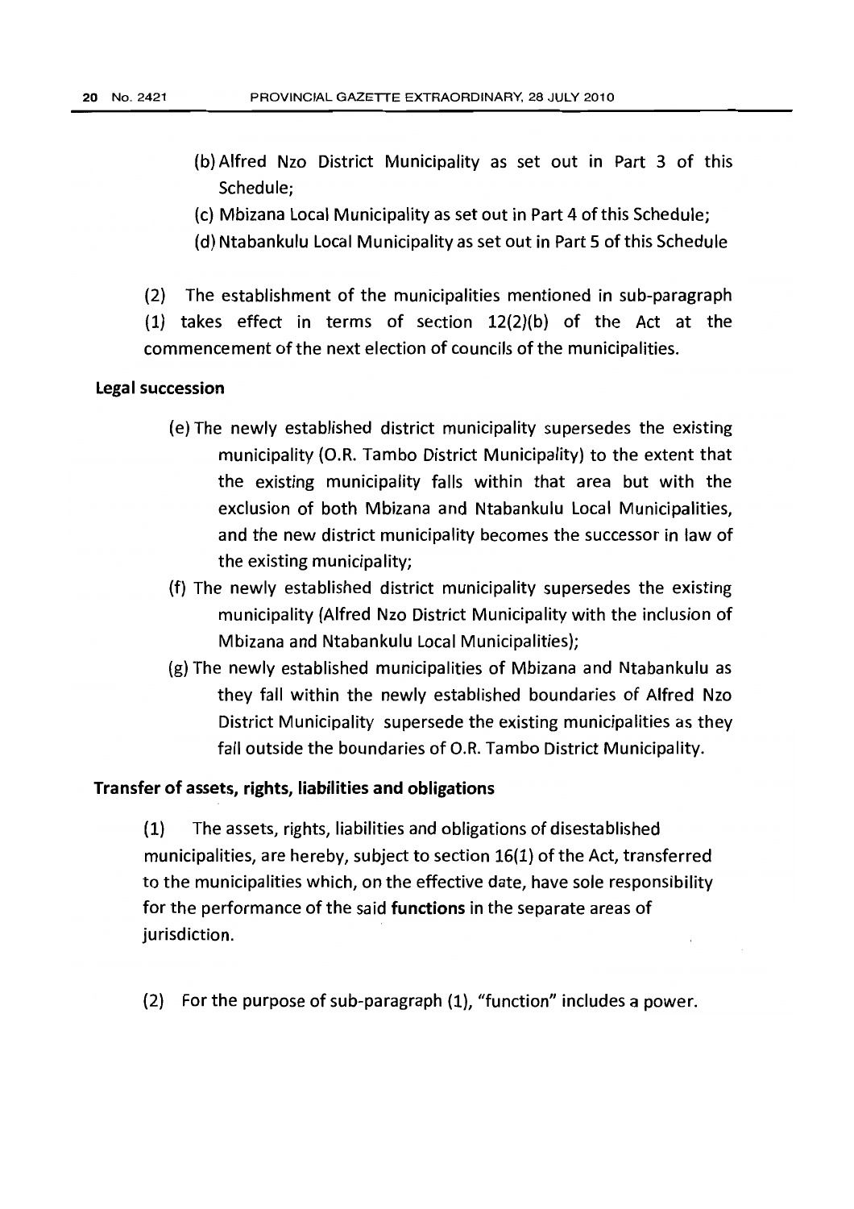(b) Alfred Nzo District Municipality as set out in Part 3 of this Schedule;

(c) Mbizana Local Municipality as set out in Part 4 of this Schedule;

(d) Ntabankulu Local Municipality as set out in Part 5 of this Schedule

(2) The establishment of the municipalities mentioned in sub-paragraph (1) takes effect in terms of section 12(2)(b) of the Act at the commencement of the next election of councils of the municipalities.

**Legal succession**

(e) The newly established district municipality supersedes the existing municipality (O.R. Tambo District Municipality) to the extent that the existing municipality falls within that area but with the exclusion of both Mbizana and Ntabankulu Local Municipalities, and the new district municipality becomes the successor in law of the existing municipality;

(f) The newly established district municipality supersedes the existing municipality (Alfred Nzo District Municipality with the inclusion of Mbizana and Ntabankulu Local Municipalities);

(g) The newly established municipalities of Mbizana and Ntabankulu as they fall within the newly established boundaries of Alfred Nzo District Municipality supersede the existing municipalities as they fall outside the boundaries of O.R. Tambo District Municipality.

**Transfer of assets, rights, liabilities and obligations**

(1) The assets, rights, liabilities and obligations of disestablished municipalities, are hereby, subject to section 16(1) of the Act, transferred to the municipalities which, on the effective date, have sole responsibility for the performance of the said **functions** in the separate areas of jurisdiction.

(2) For the purpose of sub-paragraph (1), "function" includes a power.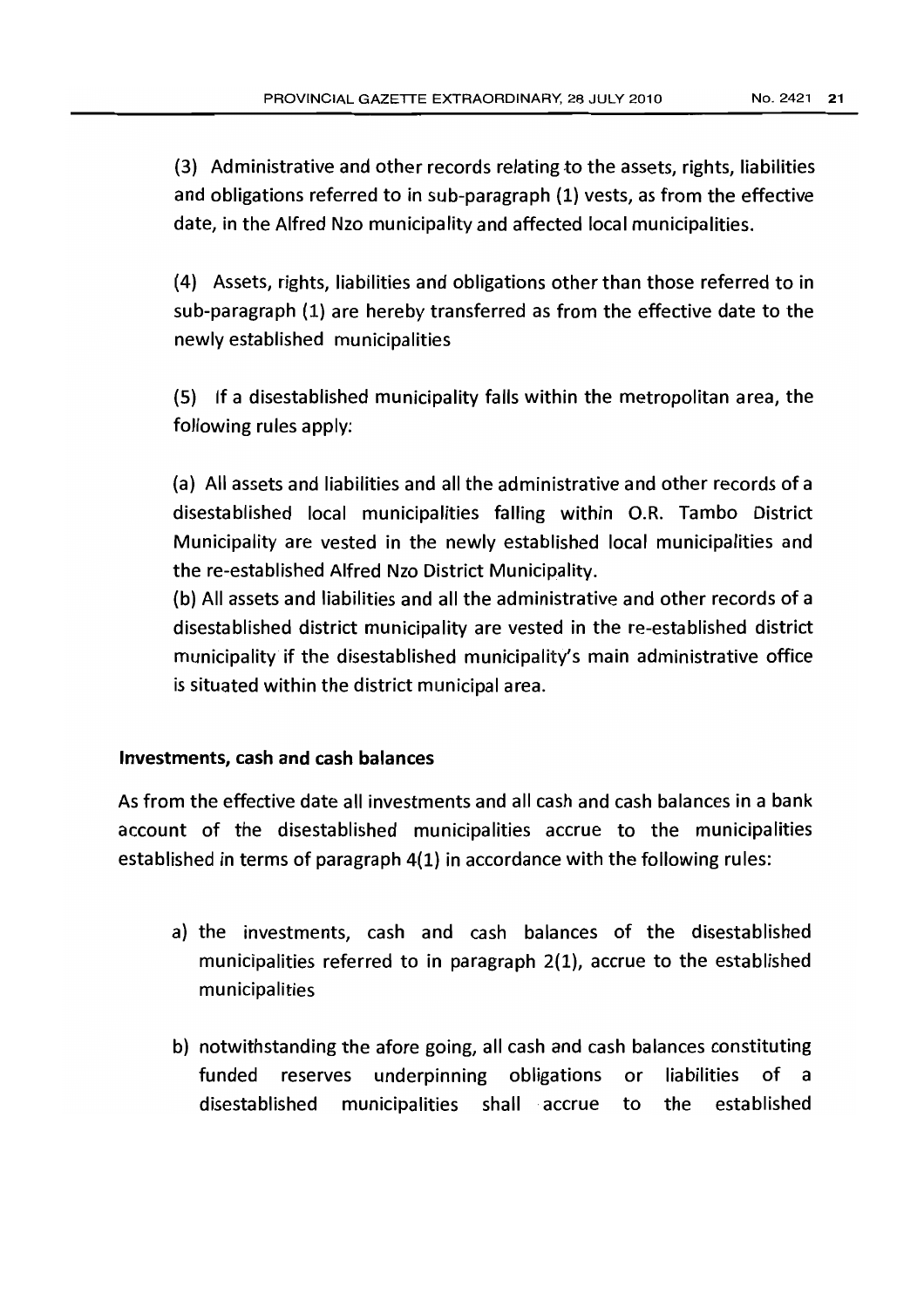(3) Administrative and other records relating to the assets, rights, liabilities and obligations referred to in sub-paragraph (1) vests, as from the effective date, in the Alfred Nzo municipality and affected local municipalities.

(4) Assets, rights, liabilities and obligations other than those referred to in sub-paragraph (1) are hereby transferred as from the effective date to the newly established municipalities

(5) If a disestablished municipality falls within the metropolitan area, the following rules apply:

(a) All assets and liabilities and all the administrative and other records of a disestablished local municipalities falling within O.R. Tambo District Municipality are vested in the newly established local municipalities and the re-established Alfred Nzo District Municipality.

(b) All assets and liabilities and all the administrative and other records of a disestablished district municipality are vested in the re-established district municipality if the disestablished municipality's main administrative office is situated within the district municipal area.

**Investments, cash and cash balances**

As from the effective date all investments and all cash and cash balances in a bank account of the disestablished municipalities accrue to the municipalities established in terms of paragraph 4(1) in accordance with the following rules:

a) the investments, cash and cash balances of the disestablished municipalities referred to in paragraph 2(1), accrue to the established municipalities

b) notwithstanding the afore going, all cash and cash balances constituting funded reserves underpinning obligations or liabilities of a disestablished municipalities shall accrue to the established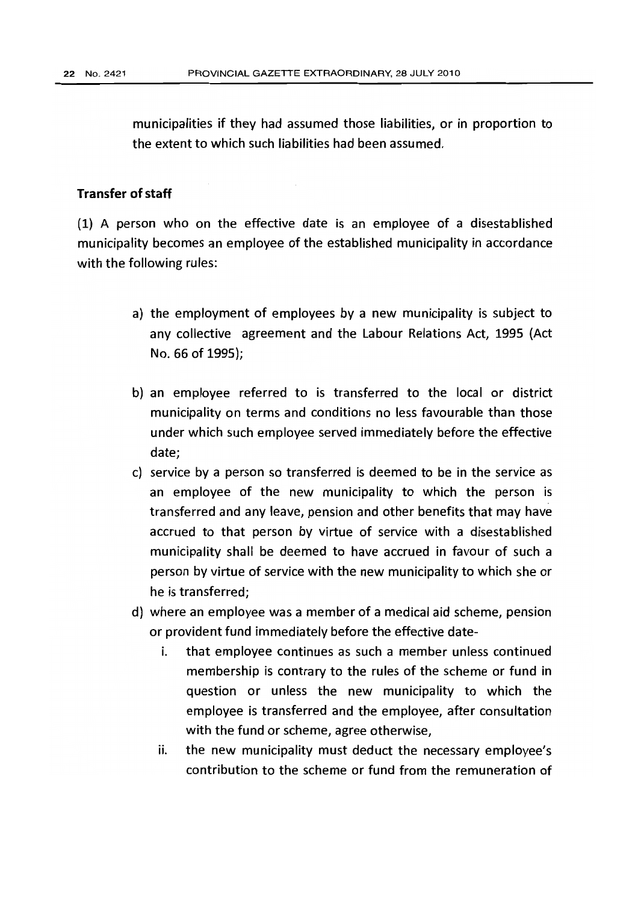municipalities if they had assumed those liabilities, or in proportion to the extent to which such liabilities had been assumed.

**Transfer of staff**

(1) A person who on the effective date is an employee of a disestablished municipality becomes an employee of the established municipality in accordance with the following rules:

a) the employment of employees by a new municipality is subject to any collective agreement and the Labour Relations Act, 1995 (Act No. 66 of 1995);

b) an employee referred to is transferred to the local or district municipality on terms and conditions no less favourable than those under which such employee served immediately before the effective date;

c) service by a person so transferred is deemed to be in the service as an employee of the new municipality to which the person is transferred and any leave, pension and other benefits that may have accrued to that person by virtue of service with a disestablished municipality shall be deemed to have accrued in favour of such a person by virtue of service with the new municipality to which she or he is transferred;

d) where an employee was a member of a medical aid scheme, pension or provident fund immediately before the effective date-

   i. that employee continues as such a member unless continued membership is contrary to the rules of the scheme or fund in question or unless the new municipality to which the employee is transferred and the employee, after consultation with the fund or scheme, agree otherwise,

   ii. the new municipality must deduct the necessary employee's contribution to the scheme or fund from the remuneration of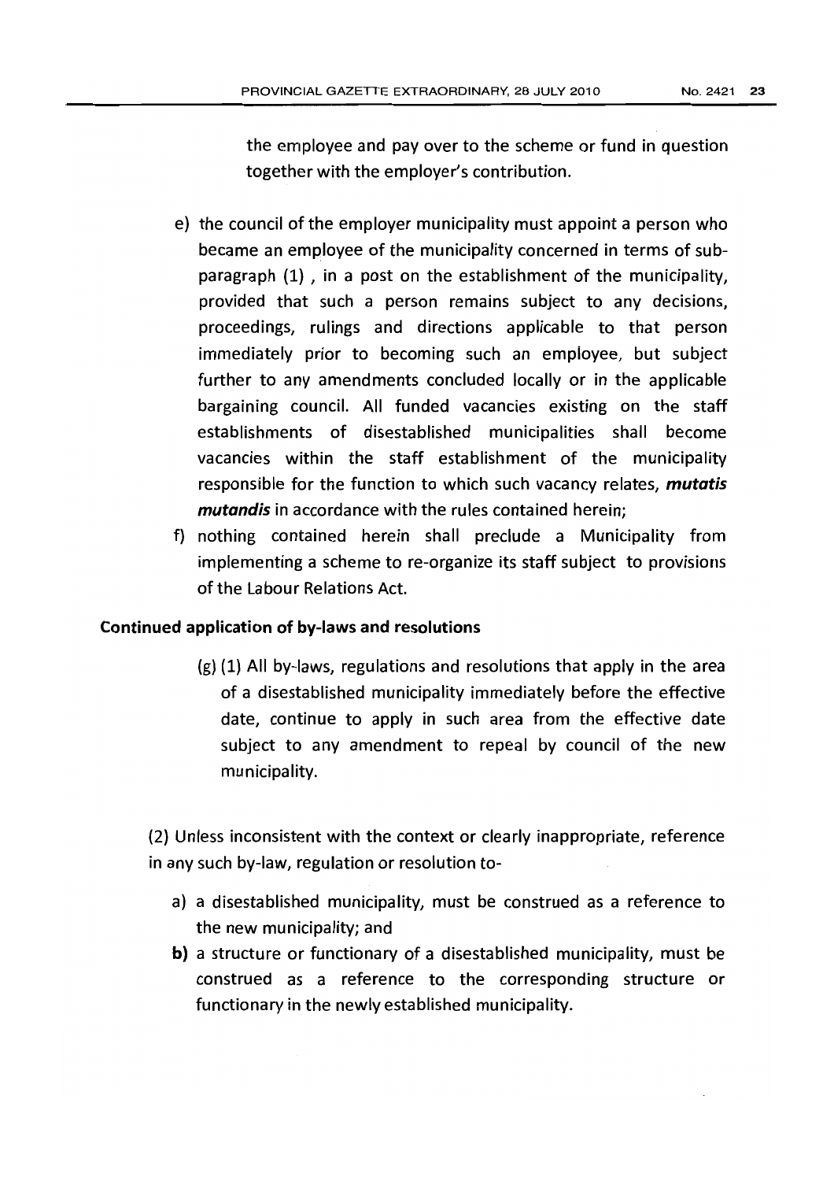the employee and pay over to the scheme or fund in question together with the employer's contribution.

e) the council of the employer municipality must appoint a person who became an employee of the municipality concerned in terms of sub-paragraph (1) , in a post on the establishment of the municipality, provided that such a person remains subject to any decisions, proceedings, rulings and directions applicable to that person immediately prior to becoming such an employee, but subject further to any amendments concluded locally or in the applicable bargaining council. All funded vacancies existing on the staff establishments of disestablished municipalities shall become vacancies within the staff establishment of the municipality responsible for the function to which such vacancy relates, ***mutatis mutandis*** in accordance with the rules contained herein;

f) nothing contained herein shall preclude a Municipality from implementing a scheme to re-organize its staff subject to provisions of the Labour Relations Act.

**Continued application of by-laws and resolutions**

(g) (1) All by-laws, regulations and resolutions that apply in the area of a disestablished municipality immediately before the effective date, continue to apply in such area from the effective date subject to any amendment to repeal by council of the new municipality.

(2) Unless inconsistent with the context or clearly inappropriate, reference in any such by-law, regulation or resolution to-

a) a disestablished municipality, must be construed as a reference to the new municipality; and

**b)** a structure or functionary of a disestablished municipality, must be construed as a reference to the corresponding structure or functionary in the newly established municipality.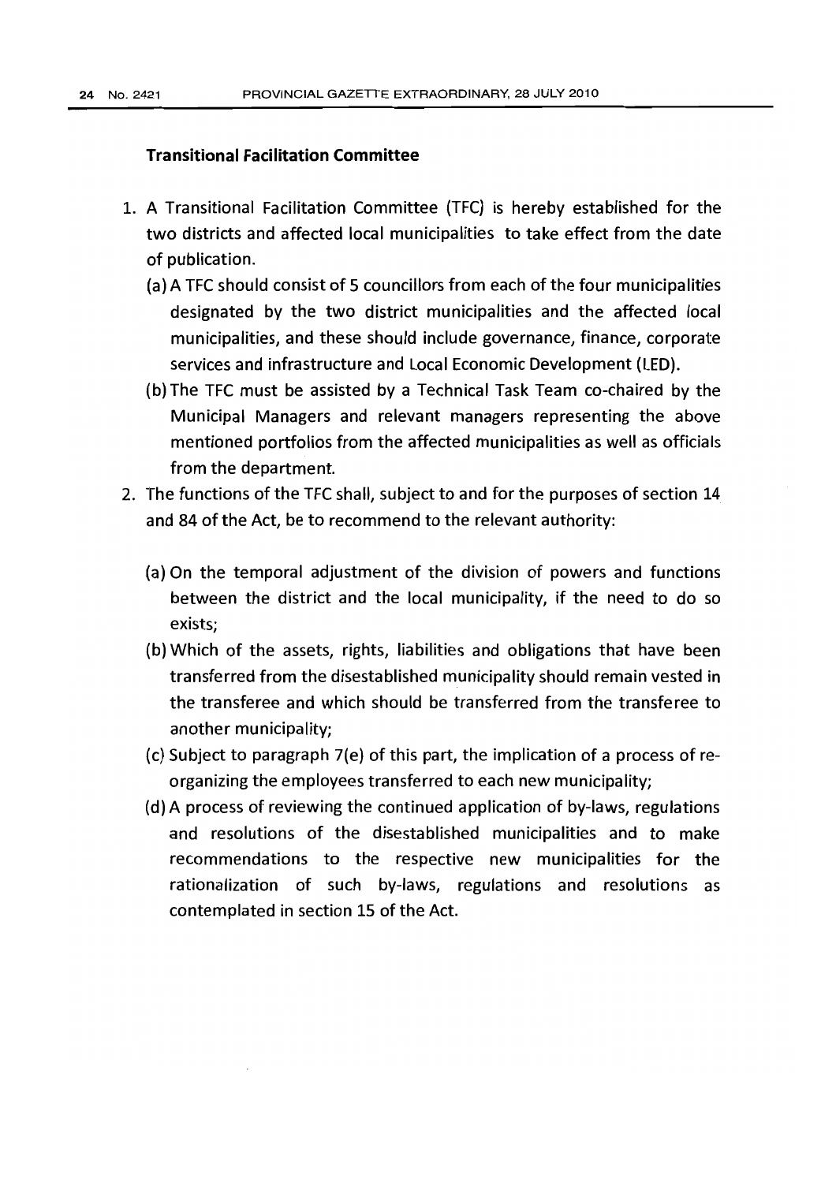**Transitional Facilitation Committee**

1. A Transitional Facilitation Committee (TFC) is hereby established for the two districts and affected local municipalities to take effect from the date of publication.
   (a) A TFC should consist of 5 councillors from each of the four municipalities designated by the two district municipalities and the affected local municipalities, and these should include governance, finance, corporate services and infrastructure and Local Economic Development (LED).
   (b) The TFC must be assisted by a Technical Task Team co-chaired by the Municipal Managers and relevant managers representing the above mentioned portfolios from the affected municipalities as well as officials from the department.
2. The functions of the TFC shall, subject to and for the purposes of section 14 and 84 of the Act, be to recommend to the relevant authority:
   (a) On the temporal adjustment of the division of powers and functions between the district and the local municipality, if the need to do so exists;
   (b) Which of the assets, rights, liabilities and obligations that have been transferred from the disestablished municipality should remain vested in the transferee and which should be transferred from the transferee to another municipality;
   (c) Subject to paragraph 7(e) of this part, the implication of a process of re-organizing the employees transferred to each new municipality;
   (d) A process of reviewing the continued application of by-laws, regulations and resolutions of the disestablished municipalities and to make recommendations to the respective new municipalities for the rationalization of such by-laws, regulations and resolutions as contemplated in section 15 of the Act.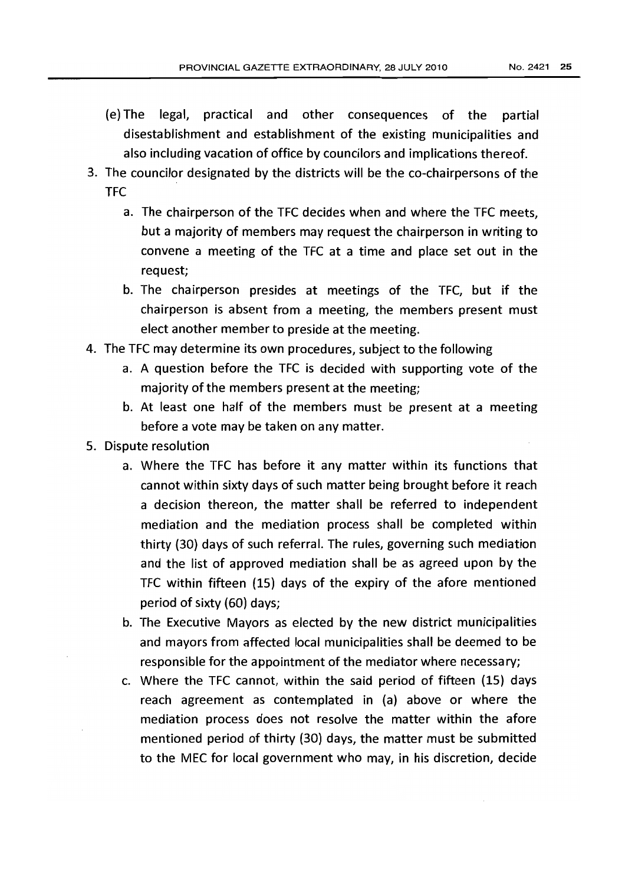(e) The legal, practical and other consequences of the partial disestablishment and establishment of the existing municipalities and also including vacation of office by councilors and implications thereof.

3. The councilor designated by the districts will be the co-chairpersons of the TFC
   a. The chairperson of the TFC decides when and where the TFC meets, but a majority of members may request the chairperson in writing to convene a meeting of the TFC at a time and place set out in the request;
   b. The chairperson presides at meetings of the TFC, but if the chairperson is absent from a meeting, the members present must elect another member to preside at the meeting.
4. The TFC may determine its own procedures, subject to the following
   a. A question before the TFC is decided with supporting vote of the majority of the members present at the meeting;
   b. At least one half of the members must be present at a meeting before a vote may be taken on any matter.
5. Dispute resolution
   a. Where the TFC has before it any matter within its functions that cannot within sixty days of such matter being brought before it reach a decision thereon, the matter shall be referred to independent mediation and the mediation process shall be completed within thirty (30) days of such referral. The rules, governing such mediation and the list of approved mediation shall be as agreed upon by the TFC within fifteen (15) days of the expiry of the afore mentioned period of sixty (60) days;
   b. The Executive Mayors as elected by the new district municipalities and mayors from affected local municipalities shall be deemed to be responsible for the appointment of the mediator where necessary;
   c. Where the TFC cannot, within the said period of fifteen (15) days reach agreement as contemplated in (a) above or where the mediation process does not resolve the matter within the afore mentioned period of thirty (30) days, the matter must be submitted to the MEC for local government who may, in his discretion, decide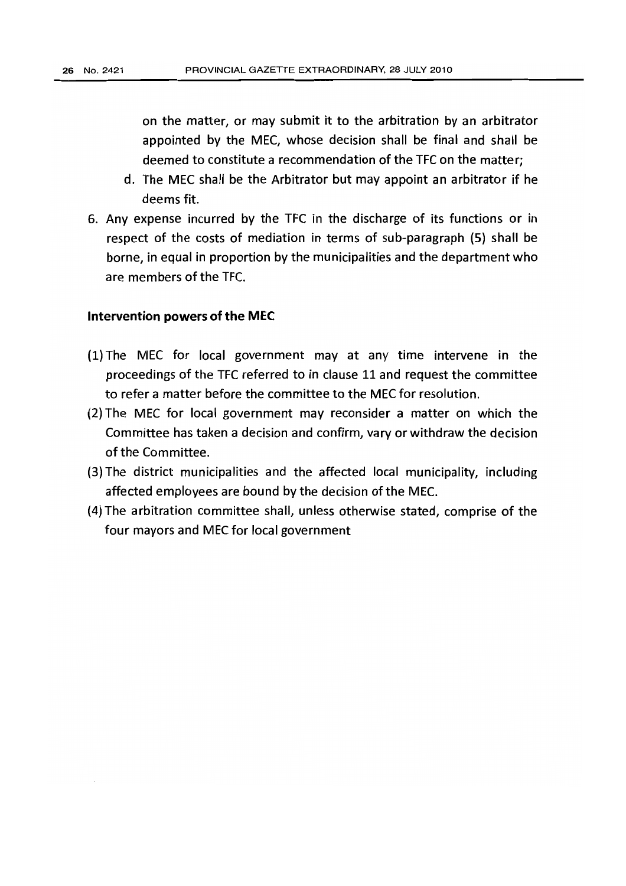on the matter, or may submit it to the arbitration by an arbitrator appointed by the MEC, whose decision shall be final and shall be deemed to constitute a recommendation of the TFC on the matter;

d. The MEC shall be the Arbitrator but may appoint an arbitrator if he deems fit.

6. Any expense incurred by the TFC in the discharge of its functions or in respect of the costs of mediation in terms of sub-paragraph (5) shall be borne, in equal in proportion by the municipalities and the department who are members of the TFC.

**Intervention powers of the MEC**

(1) The MEC for local government may at any time intervene in the proceedings of the TFC referred to in clause 11 and request the committee to refer a matter before the committee to the MEC for resolution.

(2) The MEC for local government may reconsider a matter on which the Committee has taken a decision and confirm, vary or withdraw the decision of the Committee.

(3) The district municipalities and the affected local municipality, including affected employees are bound by the decision of the MEC.

(4) The arbitration committee shall, unless otherwise stated, comprise of the four mayors and MEC for local government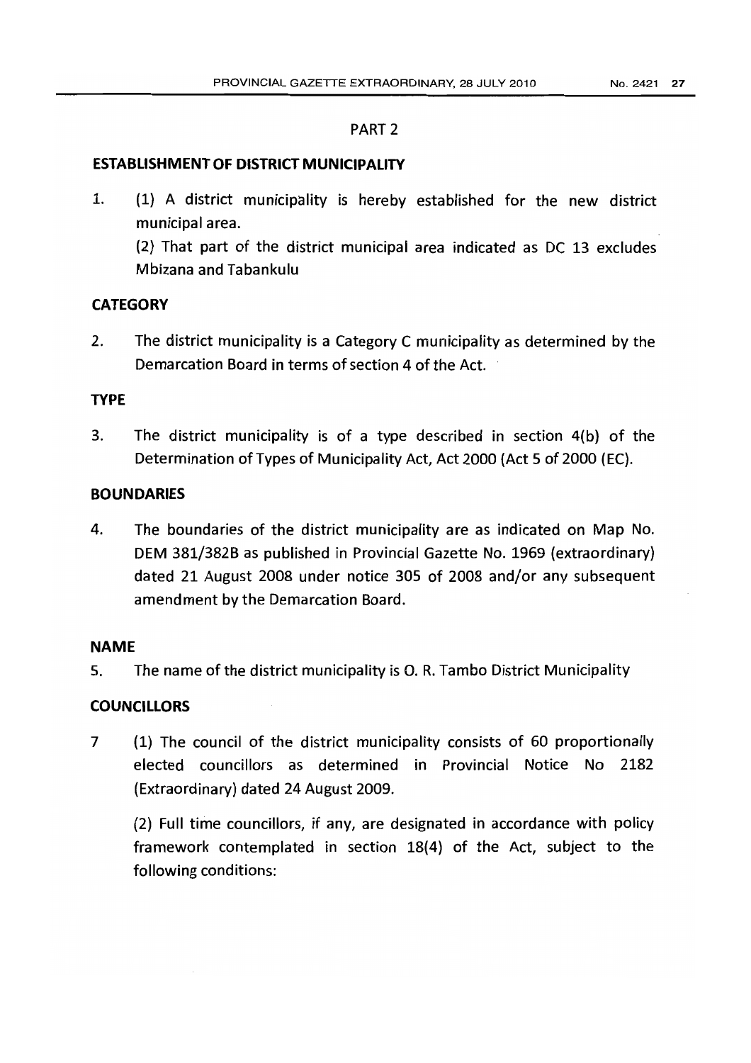## PART 2

### ESTABLISHMENT OF DISTRICT MUNICIPALITY

1. (1) A district municipality is hereby established for the new district municipal area.

   (2) That part of the district municipal area indicated as DC 13 excludes Mbizana and Tabankulu

### CATEGORY

2. The district municipality is a Category C municipality as determined by the Demarcation Board in terms of section 4 of the Act.

### TYPE

3. The district municipality is of a type described in section 4(b) of the Determination of Types of Municipality Act, Act 2000 (Act 5 of 2000 (EC).

### BOUNDARIES

4. The boundaries of the district municipality are as indicated on Map No. DEM 381/382B as published in Provincial Gazette No. 1969 (extraordinary) dated 21 August 2008 under notice 305 of 2008 and/or any subsequent amendment by the Demarcation Board.

### NAME

5. The name of the district municipality is O. R. Tambo District Municipality

### COUNCILLORS

7 (1) The council of the district municipality consists of 60 proportionally elected councillors as determined in Provincial Notice No 2182 (Extraordinary) dated 24 August 2009.

  (2) Full time councillors, if any, are designated in accordance with policy framework contemplated in section 18(4) of the Act, subject to the following conditions: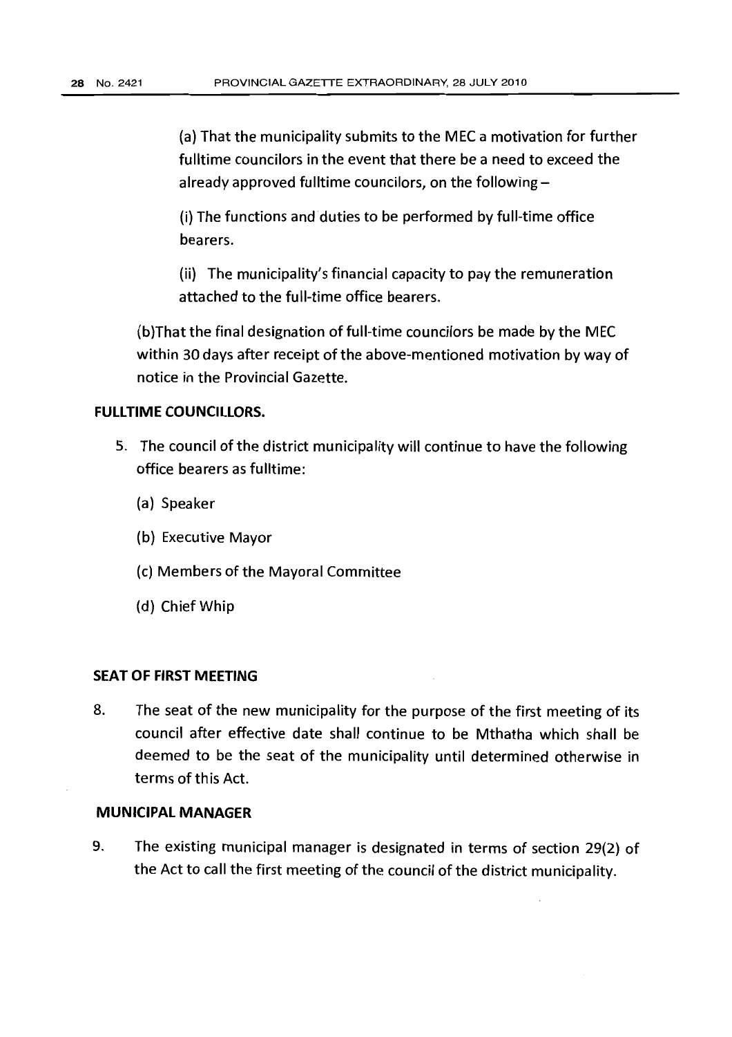(a) That the municipality submits to the MEC a motivation for further fulltime councilors in the event that there be a need to exceed the already approved fulltime councilors, on the following –

(i) The functions and duties to be performed by full-time office bearers.

(ii) The municipality's financial capacity to pay the remuneration attached to the full-time office bearers.

(b)That the final designation of full-time councilors be made by the MEC within 30 days after receipt of the above-mentioned motivation by way of notice in the Provincial Gazette.

**FULLTIME COUNCILLORS.**

5. The council of the district municipality will continue to have the following office bearers as fulltime:

   (a) Speaker

   (b) Executive Mayor

   (c) Members of the Mayoral Committee

   (d) Chief Whip

**SEAT OF FIRST MEETING**

8. The seat of the new municipality for the purpose of the first meeting of its council after effective date shall continue to be Mthatha which shall be deemed to be the seat of the municipality until determined otherwise in terms of this Act.

**MUNICIPAL MANAGER**

9. The existing municipal manager is designated in terms of section 29(2) of the Act to call the first meeting of the council of the district municipality.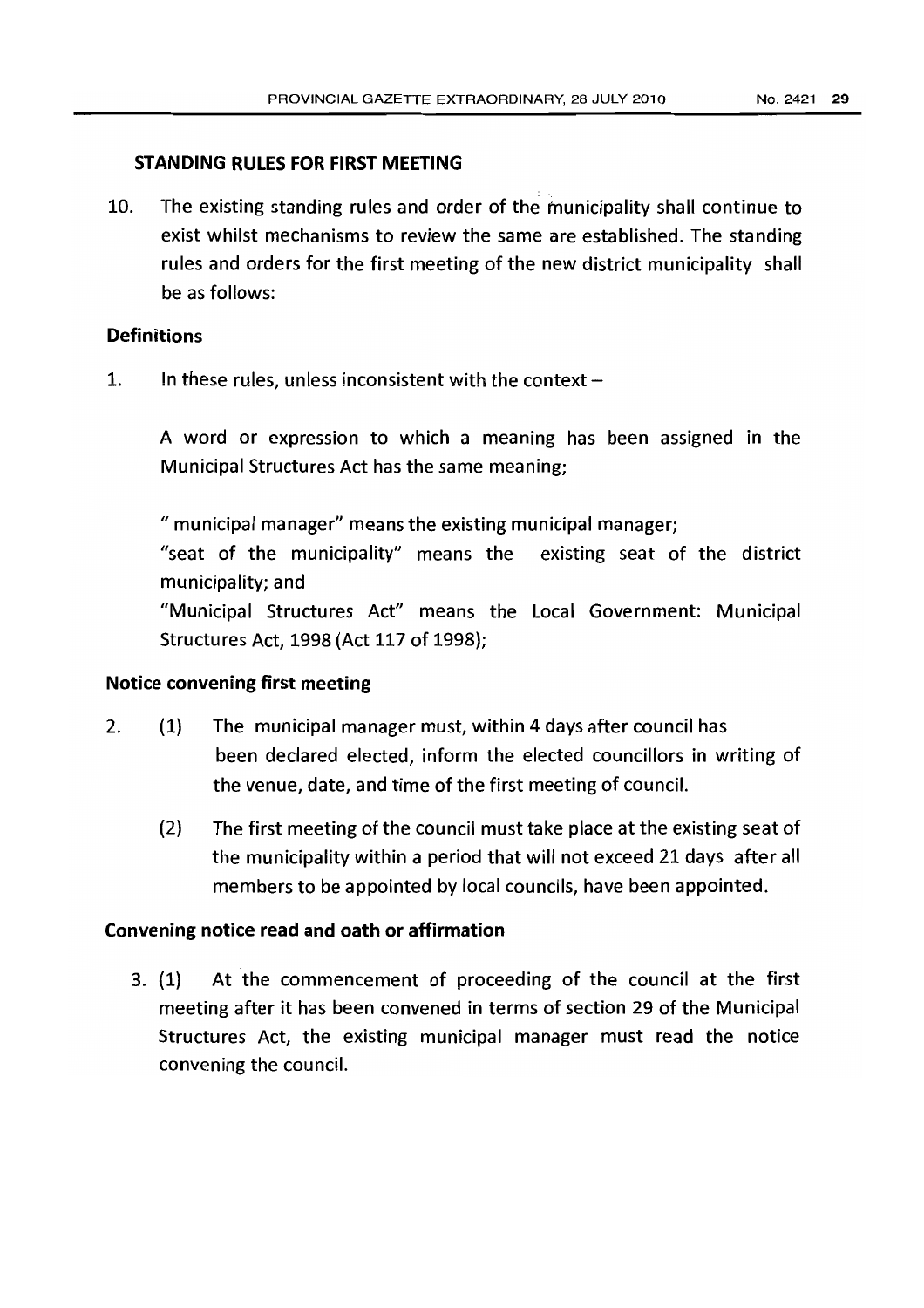## STANDING RULES FOR FIRST MEETING

10. The existing standing rules and order of the municipality shall continue to exist whilst mechanisms to review the same are established. The standing rules and orders for the first meeting of the new district municipality shall be as follows:

### Definitions

1. In these rules, unless inconsistent with the context –

   A word or expression to which a meaning has been assigned in the Municipal Structures Act has the same meaning;

   " municipal manager" means the existing municipal manager;

   "seat of the municipality" means the existing seat of the district municipality; and

   "Municipal Structures Act" means the Local Government: Municipal Structures Act, 1998 (Act 117 of 1998);

### Notice convening first meeting

2. (1) The municipal manager must, within 4 days after council has been declared elected, inform the elected councillors in writing of the venue, date, and time of the first meeting of council.

   (2) The first meeting of the council must take place at the existing seat of the municipality within a period that will not exceed 21 days after all members to be appointed by local councils, have been appointed.

### Convening notice read and oath or affirmation

3. (1) At the commencement of proceeding of the council at the first meeting after it has been convened in terms of section 29 of the Municipal Structures Act, the existing municipal manager must read the notice convening the council.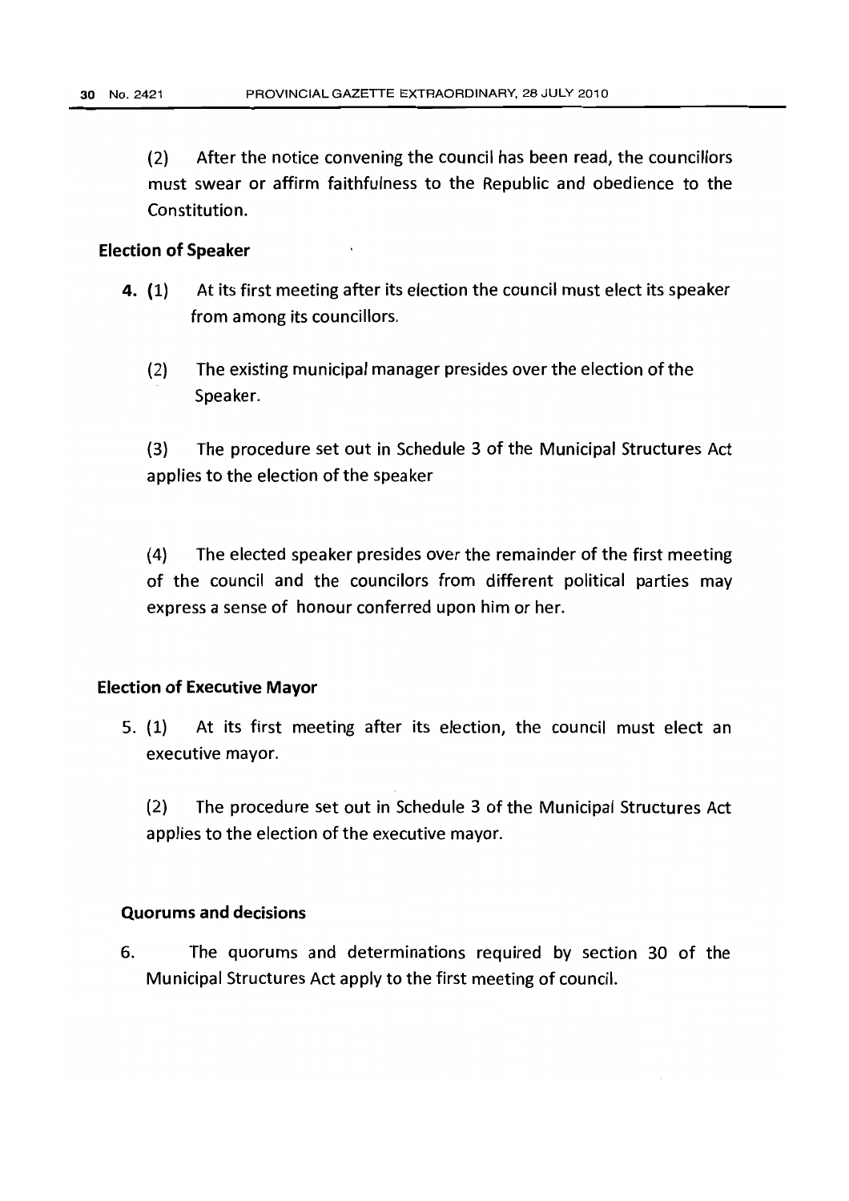(2) After the notice convening the council has been read, the councillors must swear or affirm faithfulness to the Republic and obedience to the Constitution.

**Election of Speaker**

**4.** **(1)** At its first meeting after its election the council must elect its speaker from among its councillors.

(2) The existing municipal manager presides over the election of the Speaker.

(3) The procedure set out in Schedule 3 of the Municipal Structures Act applies to the election of the speaker

(4) The elected speaker presides over the remainder of the first meeting of the council and the councilors from different political parties may express a sense of honour conferred upon him or her.

**Election of Executive Mayor**

5. (1) At its first meeting after its election, the council must elect an executive mayor.

(2) The procedure set out in Schedule 3 of the Municipal Structures Act applies to the election of the executive mayor.

**Quorums and decisions**

6. The quorums and determinations required by section 30 of the Municipal Structures Act apply to the first meeting of council.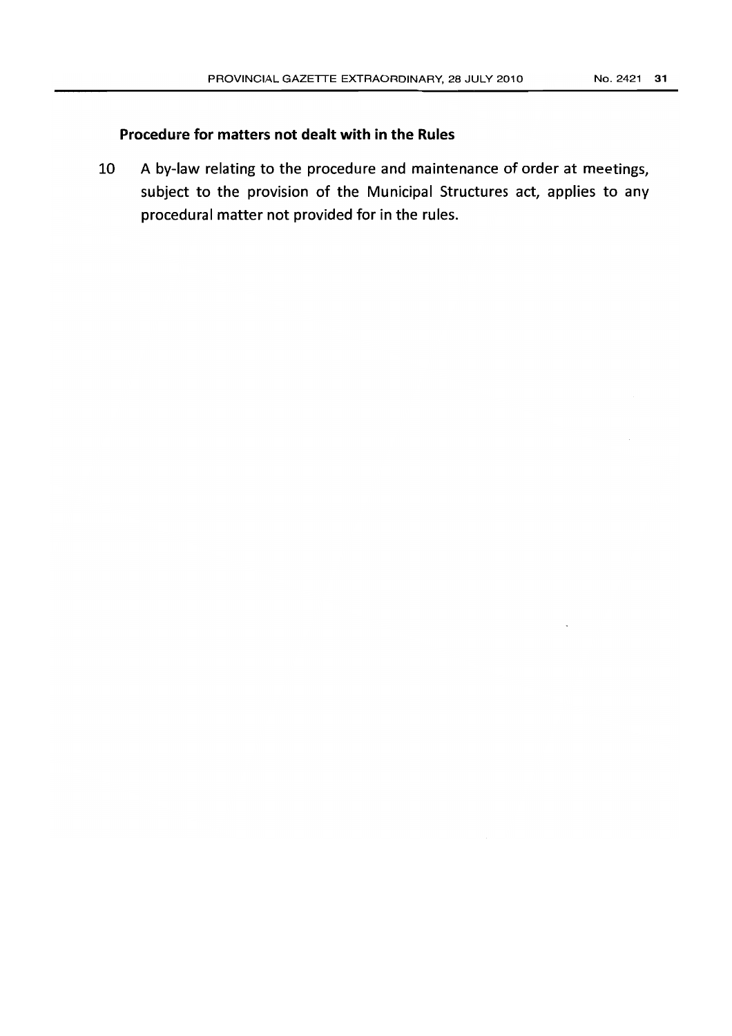**Procedure for matters not dealt with in the Rules**

10 A by-law relating to the procedure and maintenance of order at meetings, subject to the provision of the Municipal Structures act, applies to any procedural matter not provided for in the rules.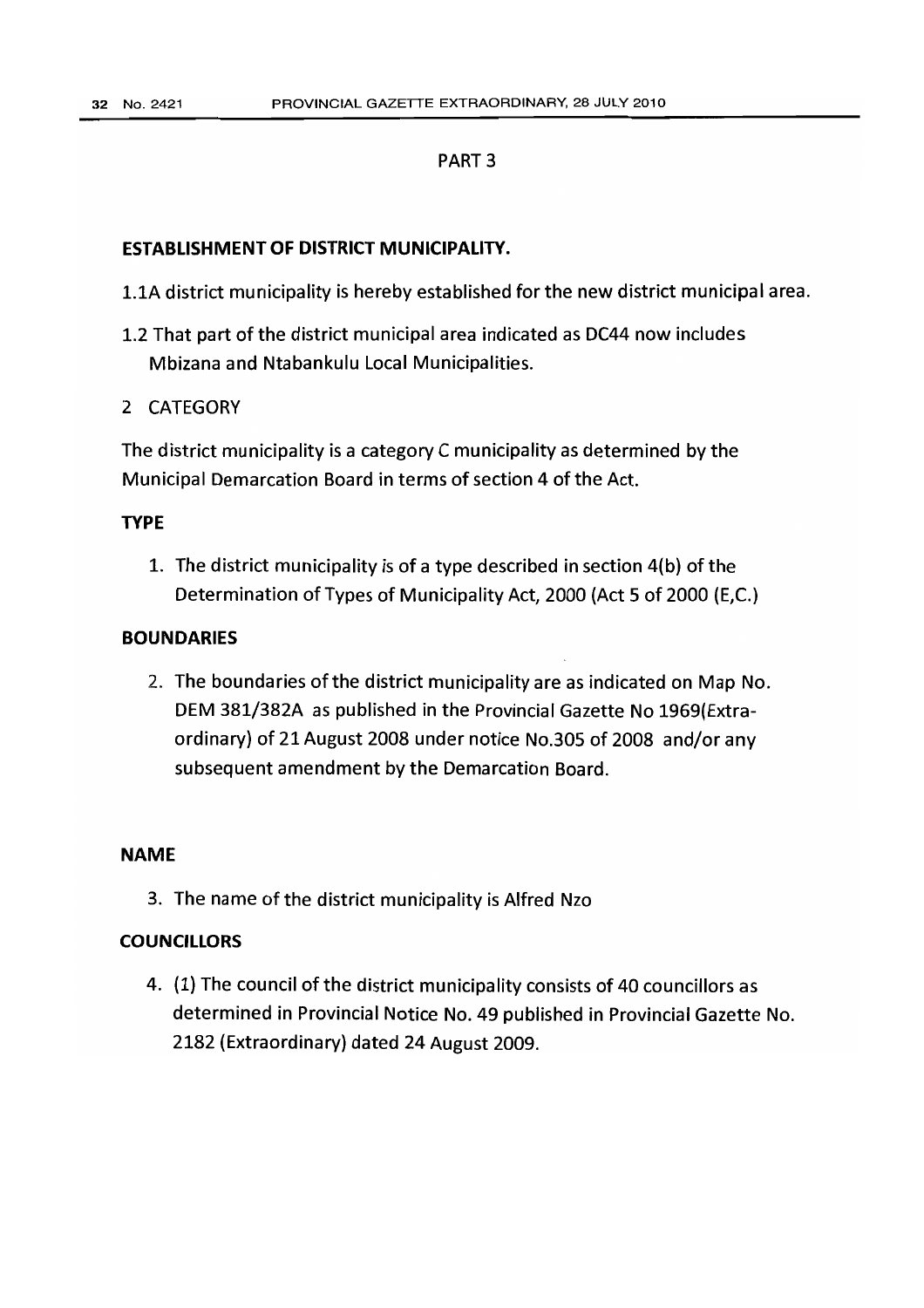PART 3

**ESTABLISHMENT OF DISTRICT MUNICIPALITY.**

1.1A district municipality is hereby established for the new district municipal area.

1.2 That part of the district municipal area indicated as DC44 now includes Mbizana and Ntabankulu Local Municipalities.

2 CATEGORY

The district municipality is a category C municipality as determined by the Municipal Demarcation Board in terms of section 4 of the Act.

**TYPE**

1. The district municipality is of a type described in section 4(b) of the Determination of Types of Municipality Act, 2000 (Act 5 of 2000 (E,C.)

**BOUNDARIES**

2. The boundaries of the district municipality are as indicated on Map No. DEM 381/382A as published in the Provincial Gazette No 1969(Extra-ordinary) of 21 August 2008 under notice No.305 of 2008 and/or any subsequent amendment by the Demarcation Board.

**NAME**

3. The name of the district municipality is Alfred Nzo

**COUNCILLORS**

4. (1) The council of the district municipality consists of 40 councillors as determined in Provincial Notice No. 49 published in Provincial Gazette No. 2182 (Extraordinary) dated 24 August 2009.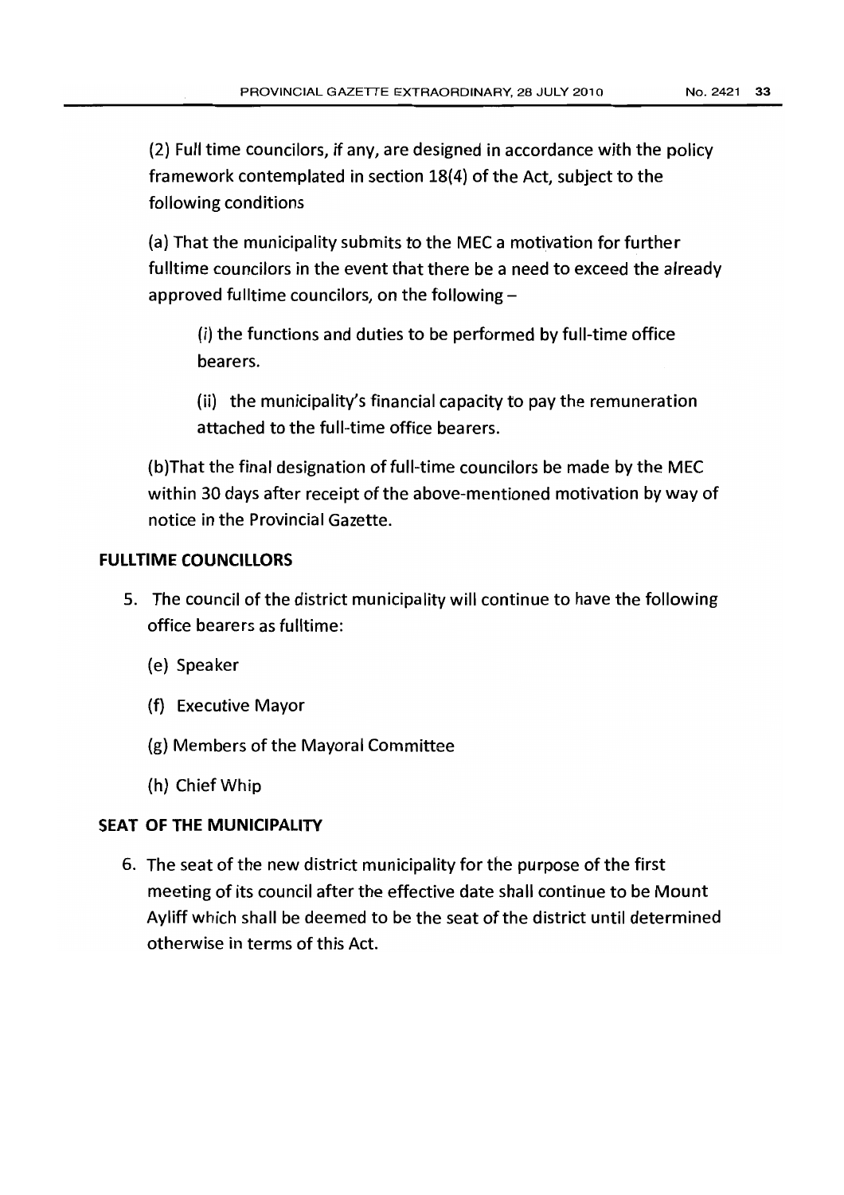(2) Full time councilors, if any, are designed in accordance with the policy framework contemplated in section 18(4) of the Act, subject to the following conditions

(a) That the municipality submits to the MEC a motivation for further fulltime councilors in the event that there be a need to exceed the already approved fulltime councilors, on the following –

(i) the functions and duties to be performed by full-time office bearers.

(ii) the municipality's financial capacity to pay the remuneration attached to the full-time office bearers.

(b)That the final designation of full-time councilors be made by the MEC within 30 days after receipt of the above-mentioned motivation by way of notice in the Provincial Gazette.

**FULLTIME COUNCILLORS**

5. The council of the district municipality will continue to have the following office bearers as fulltime:

(e) Speaker

(f) Executive Mayor

(g) Members of the Mayoral Committee

(h) Chief Whip

**SEAT OF THE MUNICIPALITY**

6. The seat of the new district municipality for the purpose of the first meeting of its council after the effective date shall continue to be Mount Ayliff which shall be deemed to be the seat of the district until determined otherwise in terms of this Act.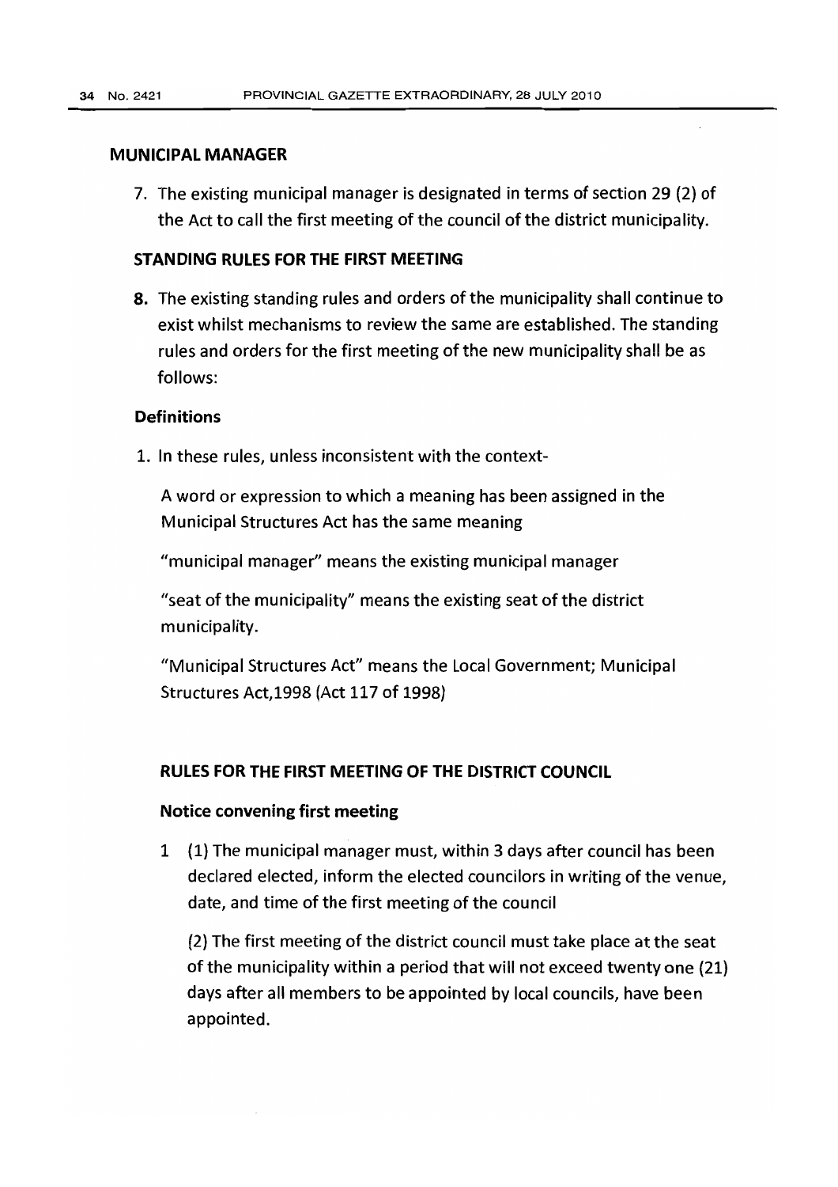## MUNICIPAL MANAGER

7. The existing municipal manager is designated in terms of section 29 (2) of the Act to call the first meeting of the council of the district municipality.

## STANDING RULES FOR THE FIRST MEETING

8. The existing standing rules and orders of the municipality shall continue to exist whilst mechanisms to review the same are established. The standing rules and orders for the first meeting of the new municipality shall be as follows:

### Definitions

1. In these rules, unless inconsistent with the context-

   A word or expression to which a meaning has been assigned in the Municipal Structures Act has the same meaning

   "municipal manager" means the existing municipal manager

   "seat of the municipality" means the existing seat of the district municipality.

   "Municipal Structures Act" means the Local Government; Municipal Structures Act,1998 (Act 117 of 1998)

## RULES FOR THE FIRST MEETING OF THE DISTRICT COUNCIL

### Notice convening first meeting

1 (1) The municipal manager must, within 3 days after council has been declared elected, inform the elected councilors in writing of the venue, date, and time of the first meeting of the council

(2) The first meeting of the district council must take place at the seat of the municipality within a period that will not exceed twenty one (21) days after all members to be appointed by local councils, have been appointed.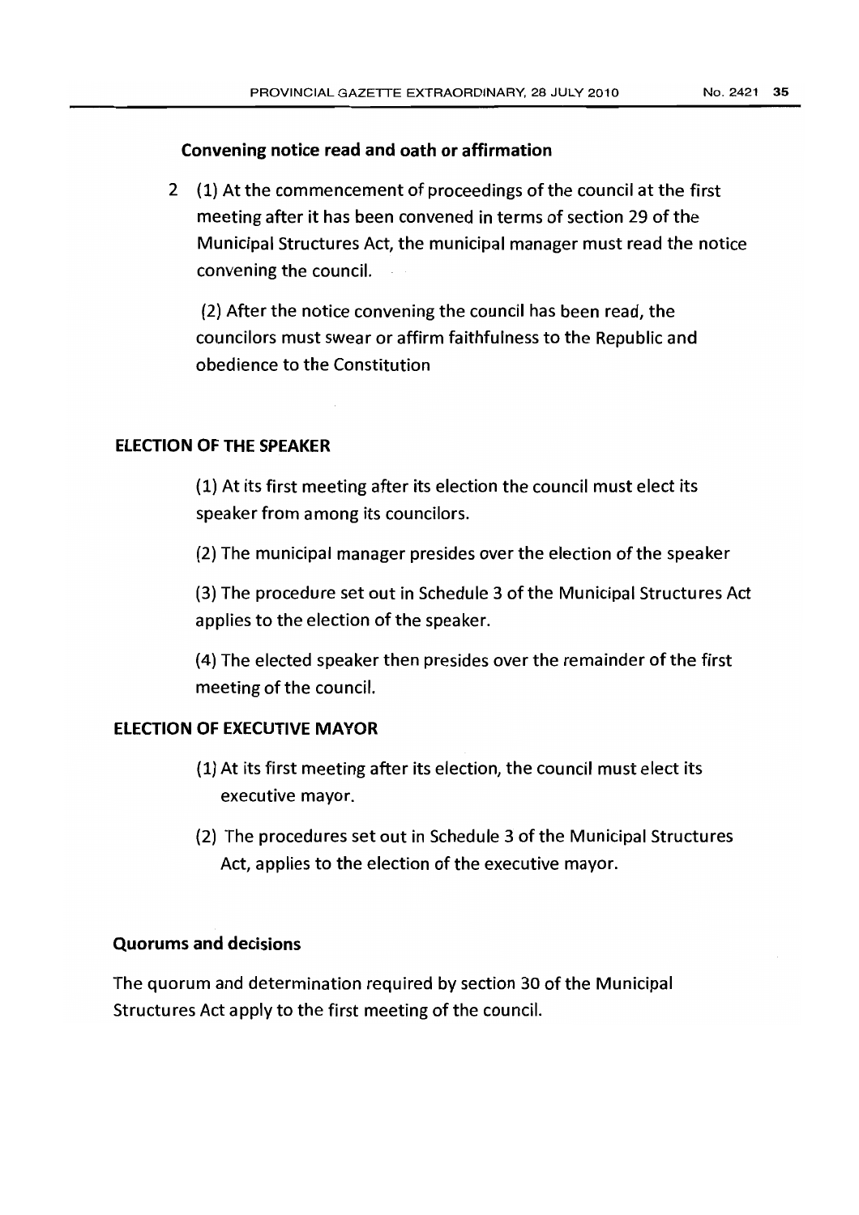### Convening notice read and oath or affirmation

2 (1) At the commencement of proceedings of the council at the first meeting after it has been convened in terms of section 29 of the Municipal Structures Act, the municipal manager must read the notice convening the council.

(2) After the notice convening the council has been read, the councilors must swear or affirm faithfulness to the Republic and obedience to the Constitution

### ELECTION OF THE SPEAKER

(1) At its first meeting after its election the council must elect its speaker from among its councilors.

(2) The municipal manager presides over the election of the speaker

(3) The procedure set out in Schedule 3 of the Municipal Structures Act applies to the election of the speaker.

(4) The elected speaker then presides over the remainder of the first meeting of the council.

### ELECTION OF EXECUTIVE MAYOR

(1) At its first meeting after its election, the council must elect its executive mayor.

(2) The procedures set out in Schedule 3 of the Municipal Structures Act, applies to the election of the executive mayor.

### Quorums and decisions

The quorum and determination required by section 30 of the Municipal Structures Act apply to the first meeting of the council.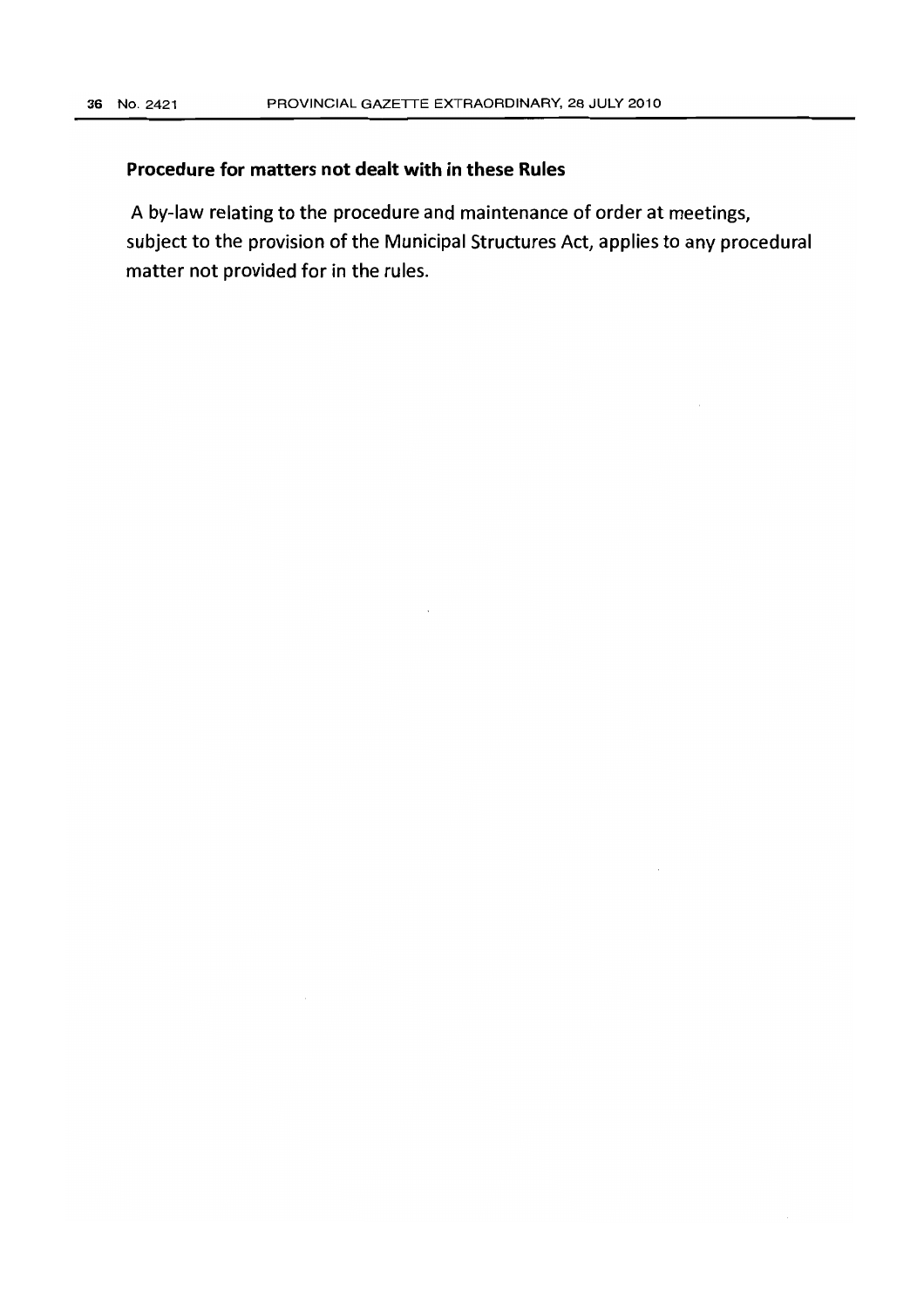**Procedure for matters not dealt with in these Rules**

A by-law relating to the procedure and maintenance of order at meetings, subject to the provision of the Municipal Structures Act, applies to any procedural matter not provided for in the rules.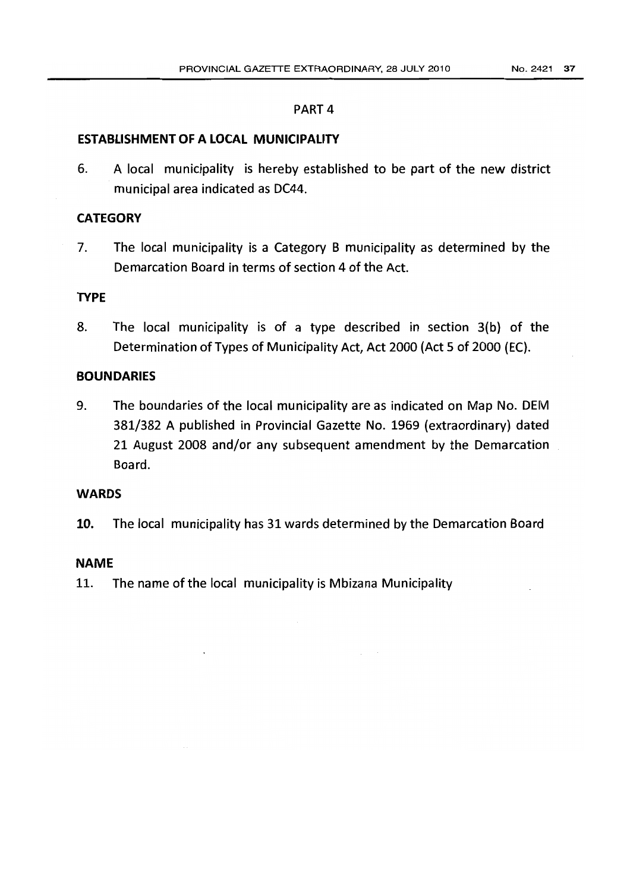## PART 4

### ESTABLISHMENT OF A LOCAL MUNICIPALITY

6. A local municipality is hereby established to be part of the new district municipal area indicated as DC44.

### CATEGORY

7. The local municipality is a Category B municipality as determined by the Demarcation Board in terms of section 4 of the Act.

### TYPE

8. The local municipality is of a type described in section 3(b) of the Determination of Types of Municipality Act, Act 2000 (Act 5 of 2000 (EC).

### BOUNDARIES

9. The boundaries of the local municipality are as indicated on Map No. DEM 381/382 A published in Provincial Gazette No. 1969 (extraordinary) dated 21 August 2008 and/or any subsequent amendment by the Demarcation Board.

### WARDS

**10.** The local municipality has 31 wards determined by the Demarcation Board

### NAME

11. The name of the local municipality is Mbizana Municipality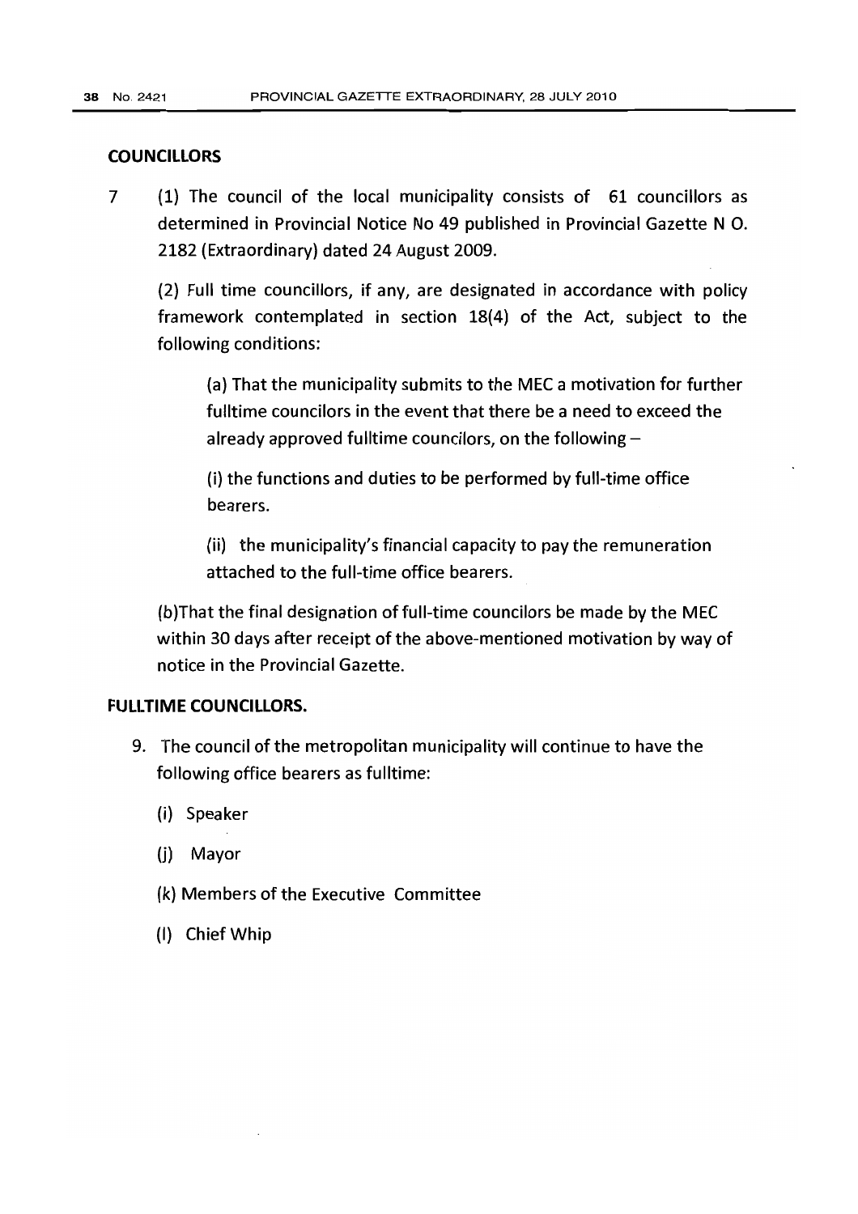**COUNCILLORS**

7 (1) The council of the local municipality consists of 61 councillors as determined in Provincial Notice No 49 published in Provincial Gazette N O. 2182 (Extraordinary) dated 24 August 2009.

(2) Full time councillors, if any, are designated in accordance with policy framework contemplated in section 18(4) of the Act, subject to the following conditions:

(a) That the municipality submits to the MEC a motivation for further fulltime councilors in the event that there be a need to exceed the already approved fulltime councilors, on the following –

(i) the functions and duties to be performed by full-time office bearers.

(ii) the municipality's financial capacity to pay the remuneration attached to the full-time office bearers.

(b)That the final designation of full-time councilors be made by the MEC within 30 days after receipt of the above-mentioned motivation by way of notice in the Provincial Gazette.

**FULLTIME COUNCILLORS.**

9. The council of the metropolitan municipality will continue to have the following office bearers as fulltime:

   (i) Speaker

   (j) Mayor

   (k) Members of the Executive Committee

   (l) Chief Whip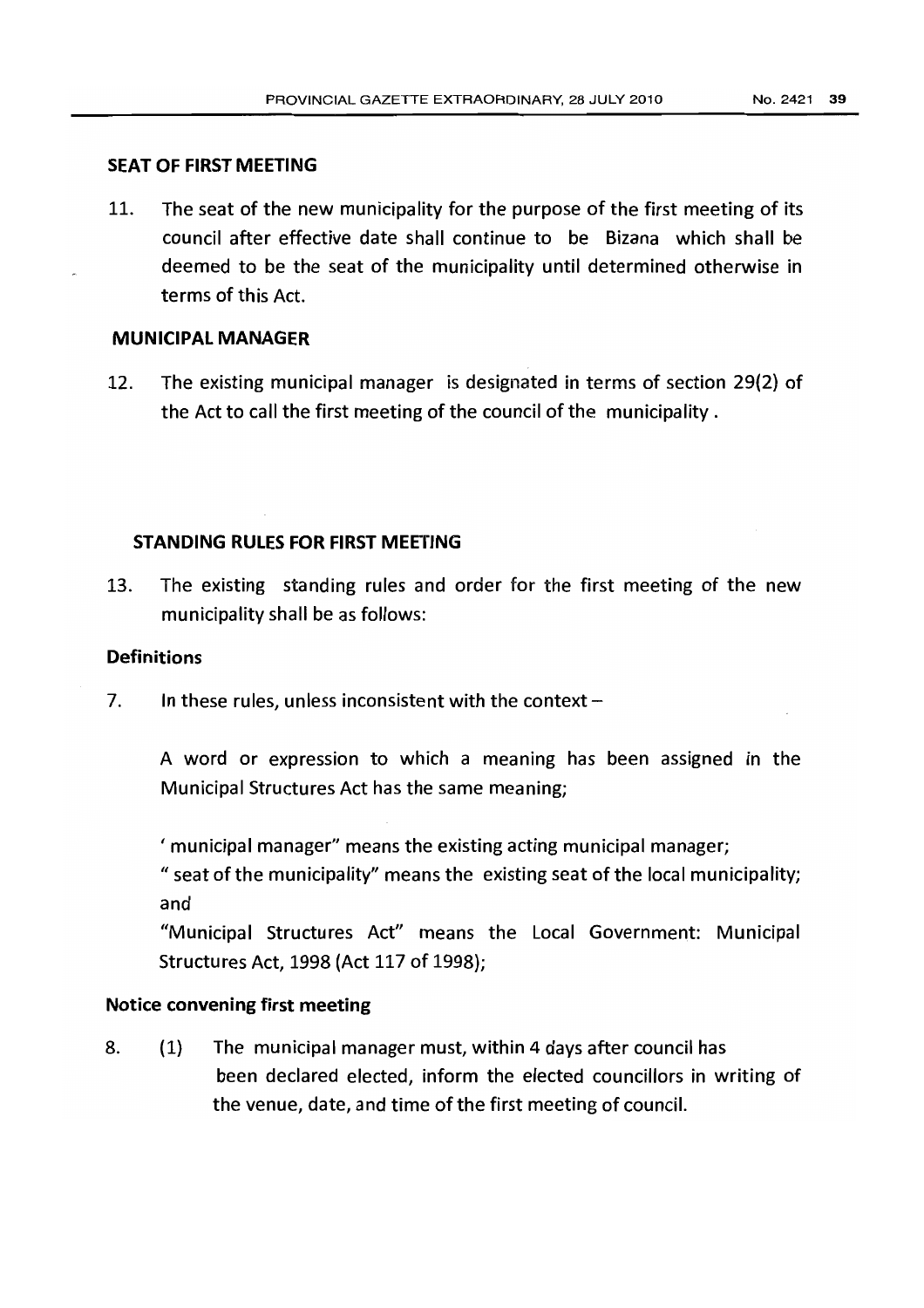**SEAT OF FIRST MEETING**

11. The seat of the new municipality for the purpose of the first meeting of its council after effective date shall continue to be Bizana which shall be deemed to be the seat of the municipality until determined otherwise in terms of this Act.

**MUNICIPAL MANAGER**

12. The existing municipal manager is designated in terms of section 29(2) of the Act to call the first meeting of the council of the municipality .

**STANDING RULES FOR FIRST MEETING**

13. The existing standing rules and order for the first meeting of the new municipality shall be as follows:

**Definitions**

7. In these rules, unless inconsistent with the context –

A word or expression to which a meaning has been assigned in the Municipal Structures Act has the same meaning;

' municipal manager" means the existing acting municipal manager;

" seat of the municipality" means the existing seat of the local municipality; and

"Municipal Structures Act" means the Local Government: Municipal Structures Act, 1998 (Act 117 of 1998);

**Notice convening first meeting**

8. (1) The municipal manager must, within 4 days after council has been declared elected, inform the elected councillors in writing of the venue, date, and time of the first meeting of council.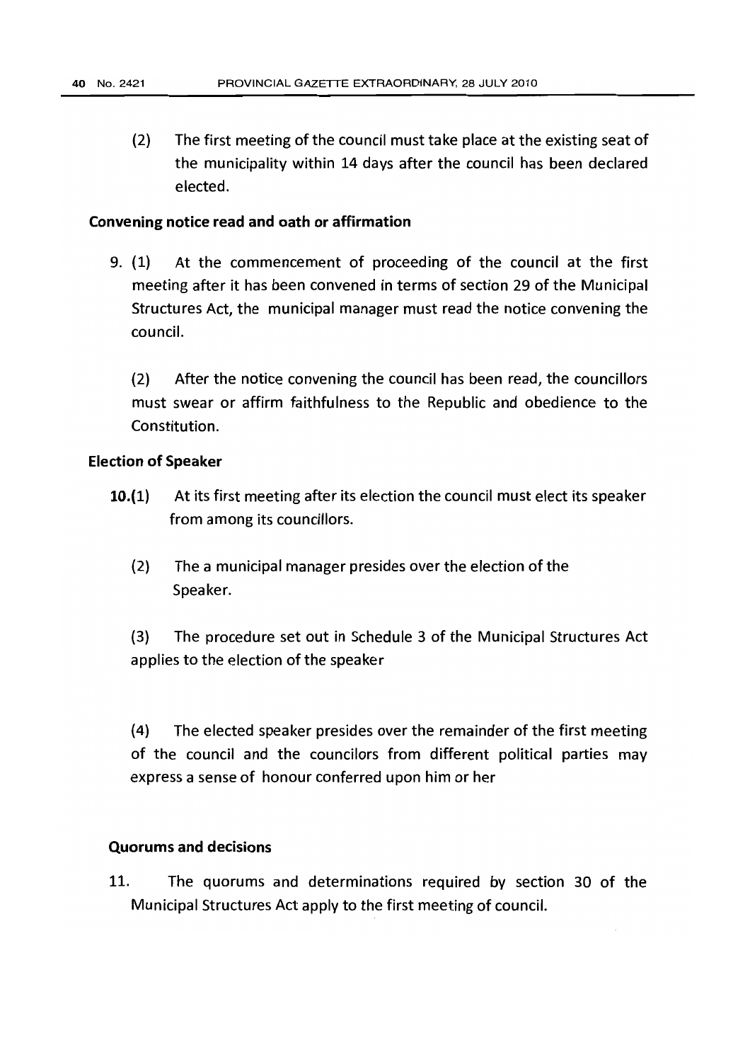(2) The first meeting of the council must take place at the existing seat of the municipality within 14 days after the council has been declared elected.

**Convening notice read and oath or affirmation**

9. (1) At the commencement of proceeding of the council at the first meeting after it has been convened in terms of section 29 of the Municipal Structures Act, the municipal manager must read the notice convening the council.

(2) After the notice convening the council has been read, the councillors must swear or affirm faithfulness to the Republic and obedience to the Constitution.

**Election of Speaker**

**10.**(1) At its first meeting after its election the council must elect its speaker from among its councillors.

(2) The a municipal manager presides over the election of the Speaker.

(3) The procedure set out in Schedule 3 of the Municipal Structures Act applies to the election of the speaker

(4) The elected speaker presides over the remainder of the first meeting of the council and the councilors from different political parties may express a sense of honour conferred upon him or her

**Quorums and decisions**

11. The quorums and determinations required by section 30 of the Municipal Structures Act apply to the first meeting of council.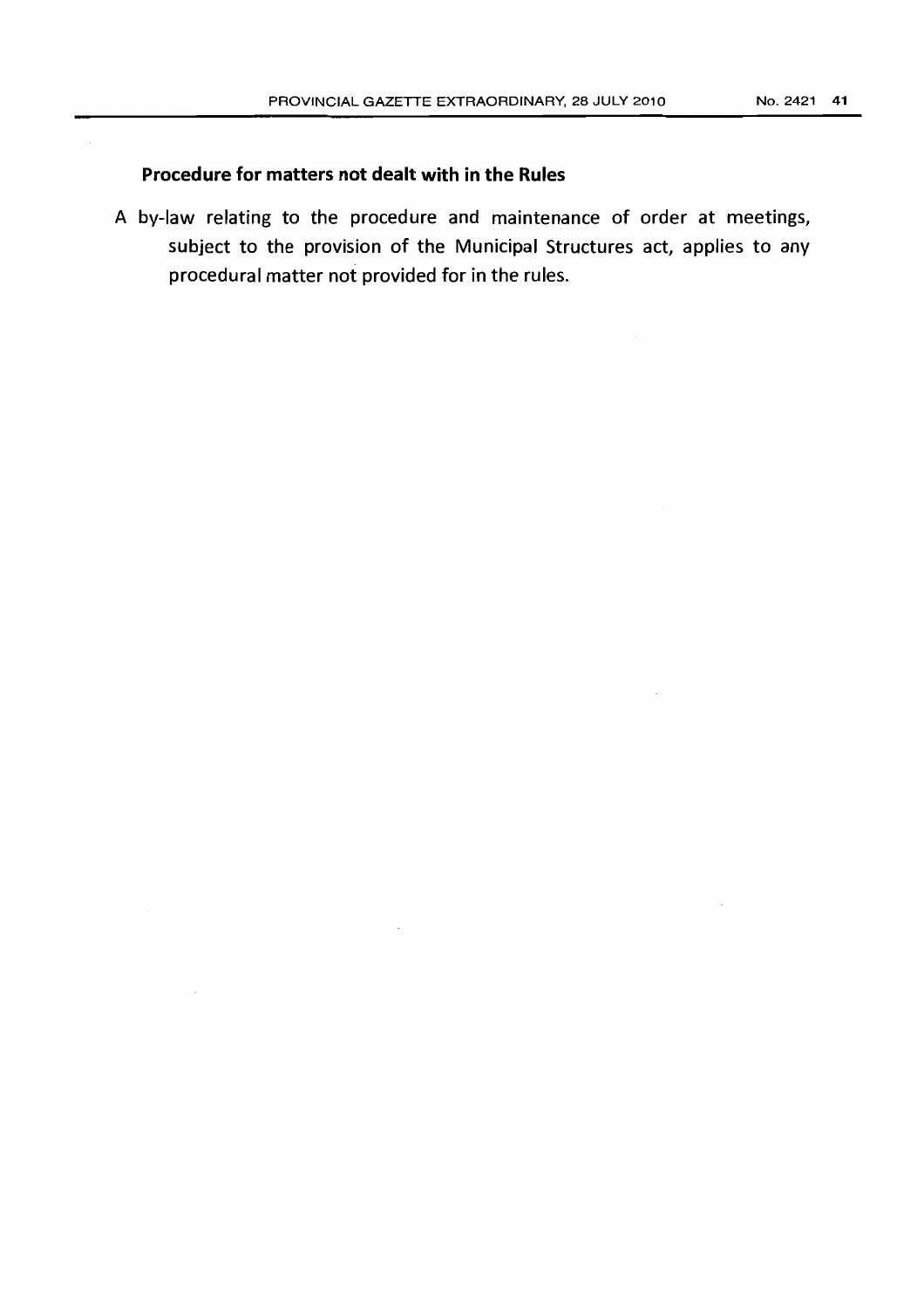**Procedure for matters not dealt with in the Rules**

A by-law relating to the procedure and maintenance of order at meetings, subject to the provision of the Municipal Structures act, applies to any procedural matter not provided for in the rules.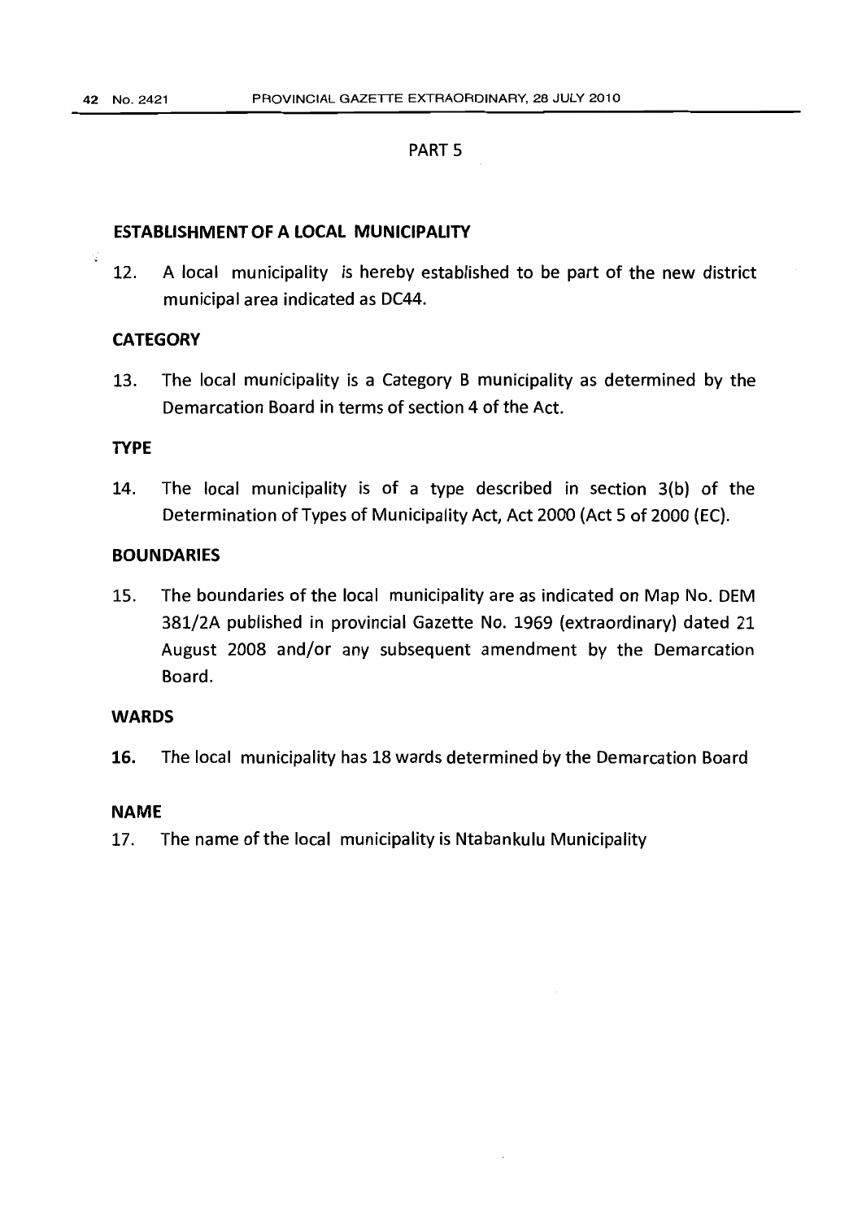PART 5

## ESTABLISHMENT OF A LOCAL MUNICIPALITY

12. A local municipality is hereby established to be part of the new district municipal area indicated as DC44.

### CATEGORY

13. The local municipality is a Category B municipality as determined by the Demarcation Board in terms of section 4 of the Act.

### TYPE

14. The local municipality is of a type described in section 3(b) of the Determination of Types of Municipality Act, Act 2000 (Act 5 of 2000 (EC).

### BOUNDARIES

15. The boundaries of the local municipality are as indicated on Map No. DEM 381/2A published in provincial Gazette No. 1969 (extraordinary) dated 21 August 2008 and/or any subsequent amendment by the Demarcation Board.

### WARDS

**16.** The local municipality has 18 wards determined by the Demarcation Board

### NAME

17. The name of the local municipality is Ntabankulu Municipality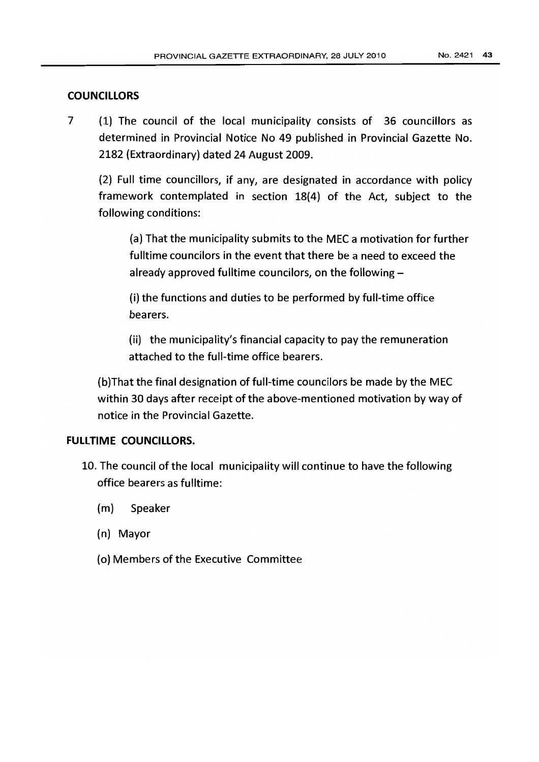## COUNCILLORS

7 (1) The council of the local municipality consists of 36 councillors as determined in Provincial Notice No 49 published in Provincial Gazette No. 2182 (Extraordinary) dated 24 August 2009.

(2) Full time councillors, if any, are designated in accordance with policy framework contemplated in section 18(4) of the Act, subject to the following conditions:

(a) That the municipality submits to the MEC a motivation for further fulltime councilors in the event that there be a need to exceed the already approved fulltime councilors, on the following –

(i) the functions and duties to be performed by full-time office bearers.

(ii) the municipality's financial capacity to pay the remuneration attached to the full-time office bearers.

(b)That the final designation of full-time councilors be made by the MEC within 30 days after receipt of the above-mentioned motivation by way of notice in the Provincial Gazette.

## FULLTIME COUNCILLORS.

10. The council of the local municipality will continue to have the following office bearers as fulltime:

(m) Speaker

(n) Mayor

(o) Members of the Executive Committee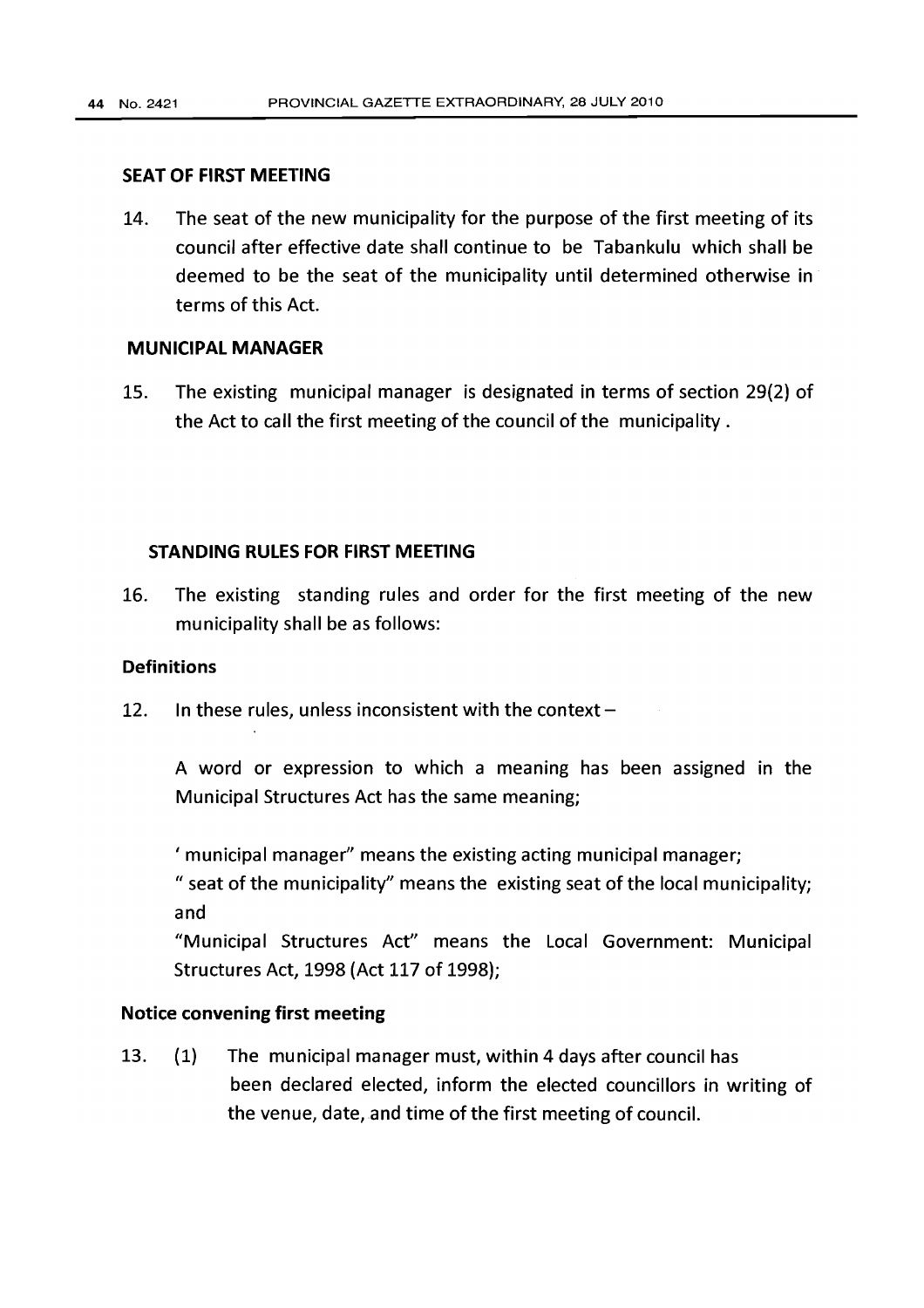**SEAT OF FIRST MEETING**

14. The seat of the new municipality for the purpose of the first meeting of its council after effective date shall continue to be Tabankulu which shall be deemed to be the seat of the municipality until determined otherwise in terms of this Act.

**MUNICIPAL MANAGER**

15. The existing municipal manager is designated in terms of section 29(2) of the Act to call the first meeting of the council of the municipality .

**STANDING RULES FOR FIRST MEETING**

16. The existing standing rules and order for the first meeting of the new municipality shall be as follows:

**Definitions**

12. In these rules, unless inconsistent with the context –

A word or expression to which a meaning has been assigned in the Municipal Structures Act has the same meaning;

' municipal manager" means the existing acting municipal manager;

" seat of the municipality" means the existing seat of the local municipality; and

"Municipal Structures Act" means the Local Government: Municipal Structures Act, 1998 (Act 117 of 1998);

**Notice convening first meeting**

13. (1) The municipal manager must, within 4 days after council has been declared elected, inform the elected councillors in writing of the venue, date, and time of the first meeting of council.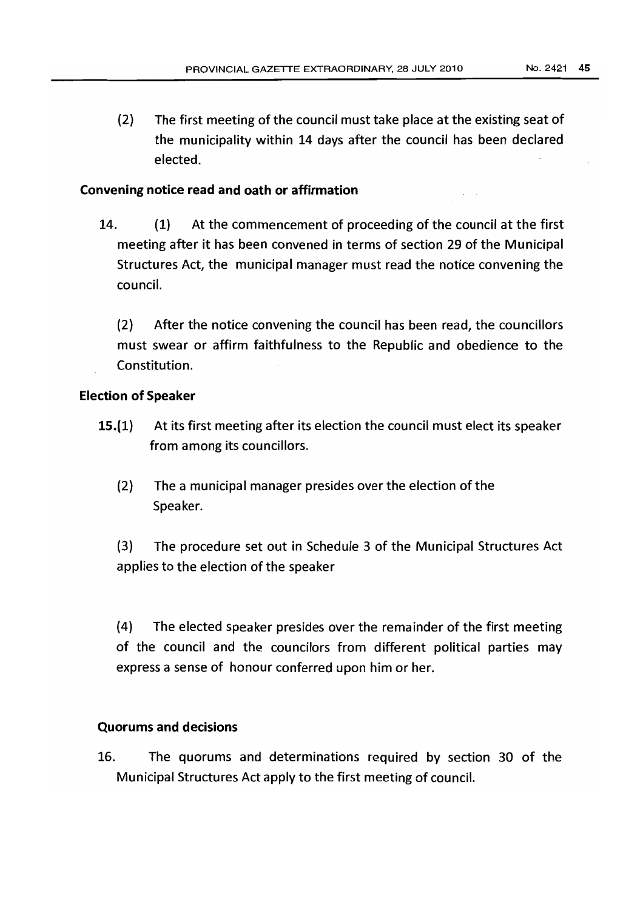(2) The first meeting of the council must take place at the existing seat of the municipality within 14 days after the council has been declared elected.

**Convening notice read and oath or affirmation**

14. (1) At the commencement of proceeding of the council at the first meeting after it has been convened in terms of section 29 of the Municipal Structures Act, the municipal manager must read the notice convening the council.

(2) After the notice convening the council has been read, the councillors must swear or affirm faithfulness to the Republic and obedience to the Constitution.

**Election of Speaker**

**15.**(1) At its first meeting after its election the council must elect its speaker from among its councillors.

(2) The a municipal manager presides over the election of the Speaker.

(3) The procedure set out in Schedule 3 of the Municipal Structures Act applies to the election of the speaker

(4) The elected speaker presides over the remainder of the first meeting of the council and the councilors from different political parties may express a sense of honour conferred upon him or her.

**Quorums and decisions**

16. The quorums and determinations required by section 30 of the Municipal Structures Act apply to the first meeting of council.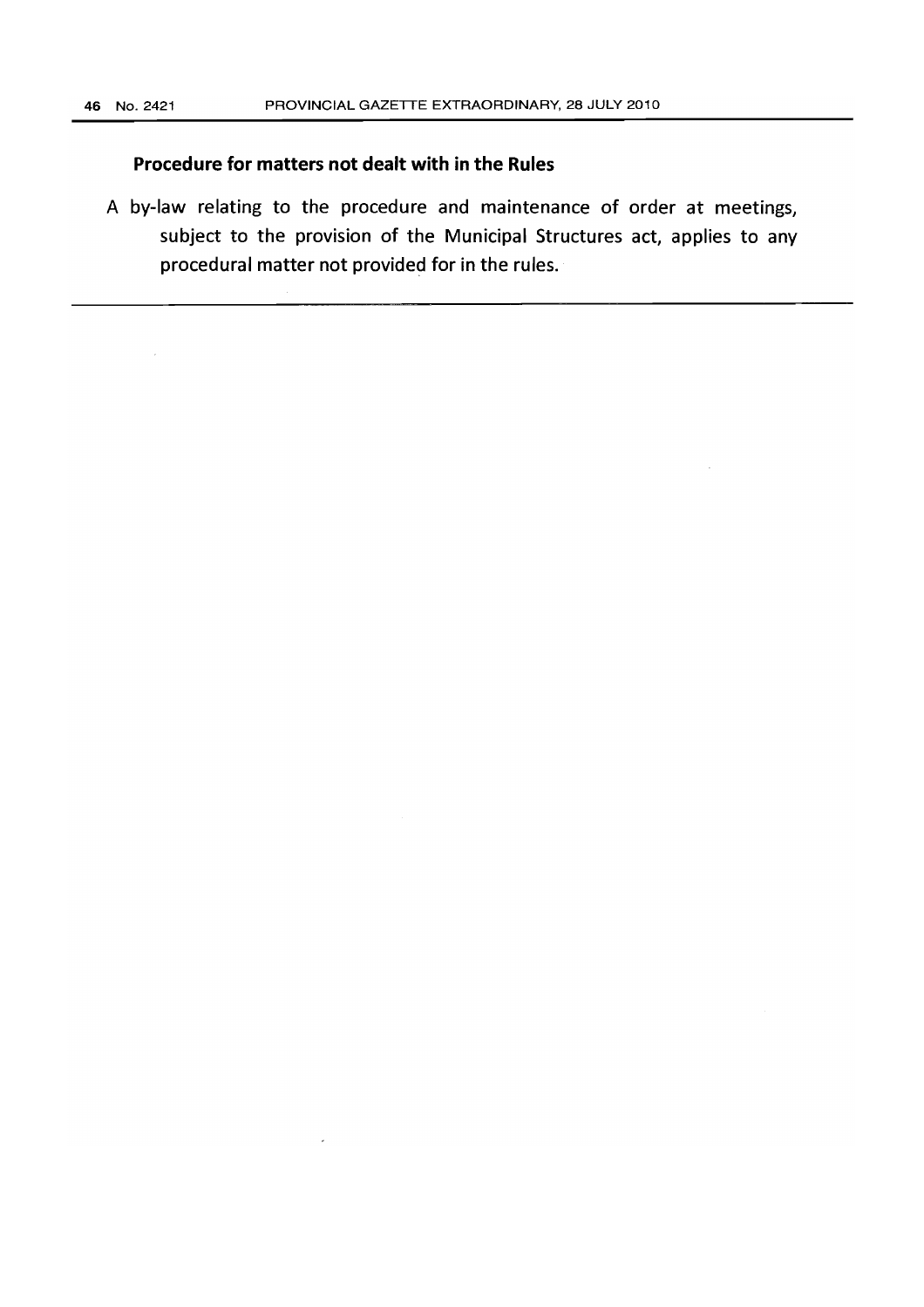**Procedure for matters not dealt with in the Rules**

A by-law relating to the procedure and maintenance of order at meetings, subject to the provision of the Municipal Structures act, applies to any procedural matter not provided for in the rules.